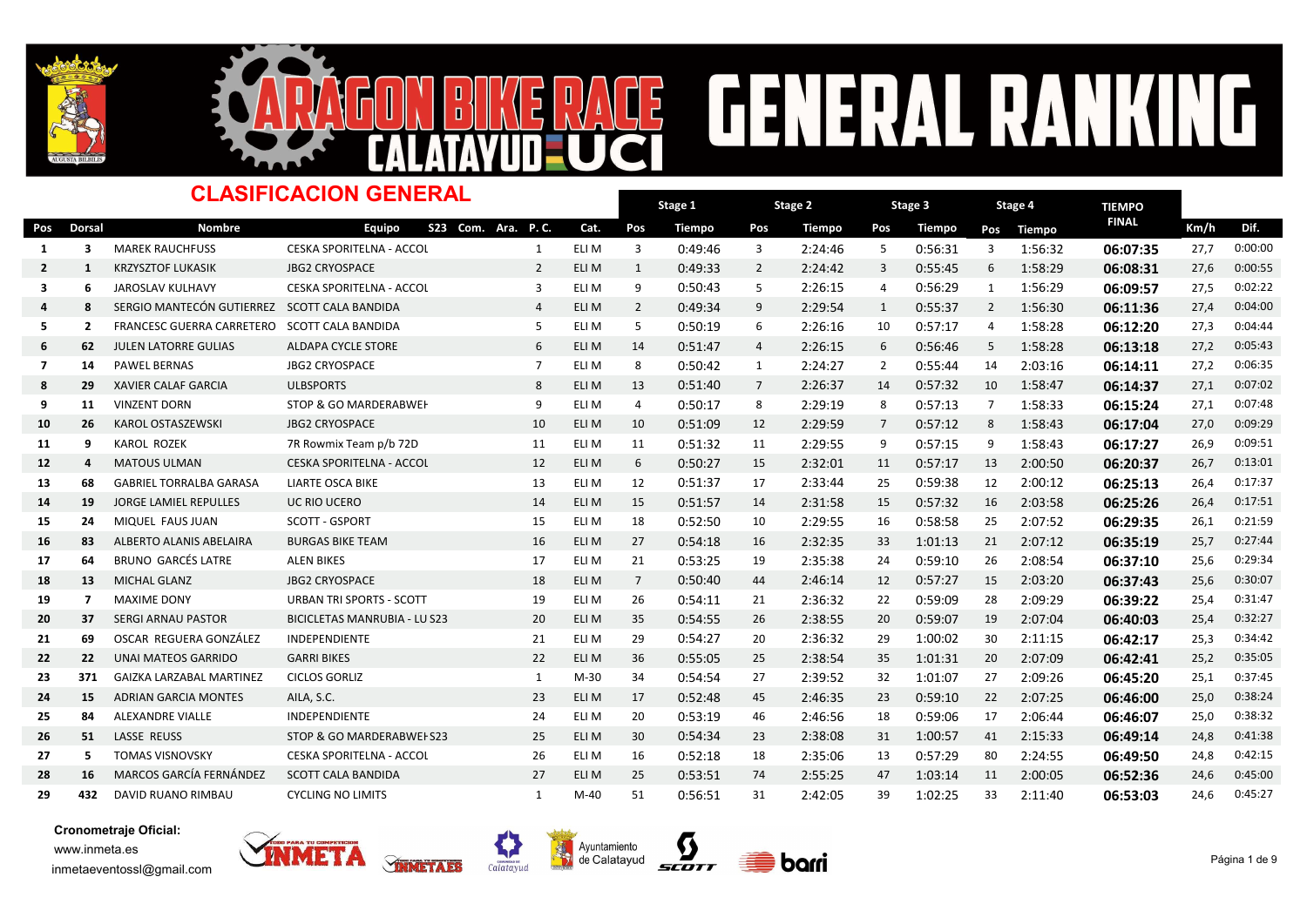# ARAGON BIKE RACE CALATAYUD UCI GENERAL RANKING

## CLASIFICACION GENERAL

| Pos | Dorsal | Nombre | Equipo | S23 | Com. | Ara. | P. C. | Cat. | Stage 1 Pos | Stage 1 Tiempo | Stage 2 Pos | Stage 2 Tiempo | Stage 3 Pos | Stage 3 Tiempo | Stage 4 Pos | Stage 4 Tiempo | TIEMPO FINAL | Km/h | Dif. |
|---|---|---|---|---|---|---|---|---|---|---|---|---|---|---|---|---|---|---|---|
| 1 | 3 | MAREK RAUCHFUSS | CESKA SPORITELNA - ACCOL | | | | 1 | ELI M | 3 | 0:49:46 | 3 | 2:24:46 | 5 | 0:56:31 | 3 | 1:56:32 | 06:07:35 | 27,7 | 0:00:00 |
| 2 | 1 | KRZYSZTOF LUKASIK | JBG2 CRYOSPACE | | | | 2 | ELI M | 1 | 0:49:33 | 2 | 2:24:42 | 3 | 0:55:45 | 6 | 1:58:29 | 06:08:31 | 27,6 | 0:00:55 |
| 3 | 6 | JAROSLAV KULHAVY | CESKA SPORITELNA - ACCOL | | | | 3 | ELI M | 9 | 0:50:43 | 5 | 2:26:15 | 4 | 0:56:29 | 1 | 1:56:29 | 06:09:57 | 27,5 | 0:02:22 |
| 4 | 8 | SERGIO MANTECÓN GUTIERREZ | SCOTT CALA BANDIDA | | | | 4 | ELI M | 2 | 0:49:34 | 9 | 2:29:54 | 1 | 0:55:37 | 2 | 1:56:30 | 06:11:36 | 27,4 | 0:04:00 |
| 5 | 2 | FRANCESC GUERRA CARRETERO | SCOTT CALA BANDIDA | | | | 5 | ELI M | 5 | 0:50:19 | 6 | 2:26:16 | 10 | 0:57:17 | 4 | 1:58:28 | 06:12:20 | 27,3 | 0:04:44 |
| 6 | 62 | JULEN LATORRE GULIAS | ALDAPA CYCLE STORE | | | | 6 | ELI M | 14 | 0:51:47 | 4 | 2:26:15 | 6 | 0:56:46 | 5 | 1:58:28 | 06:13:18 | 27,2 | 0:05:43 |
| 7 | 14 | PAWEL BERNAS | JBG2 CRYOSPACE | | | | 7 | ELI M | 8 | 0:50:42 | 1 | 2:24:27 | 2 | 0:55:44 | 14 | 2:03:16 | 06:14:11 | 27,2 | 0:06:35 |
| 8 | 29 | XAVIER CALAF GARCIA | ULBSPORTS | | | | 8 | ELI M | 13 | 0:51:40 | 7 | 2:26:37 | 14 | 0:57:32 | 10 | 1:58:47 | 06:14:37 | 27,1 | 0:07:02 |
| 9 | 11 | VINZENT DORN | STOP & GO MARDERABWEI | | | | 9 | ELI M | 4 | 0:50:17 | 8 | 2:29:19 | 8 | 0:57:13 | 7 | 1:58:33 | 06:15:24 | 27,1 | 0:07:48 |
| 10 | 26 | KAROL OSTASZEWSKI | JBG2 CRYOSPACE | | | | 10 | ELI M | 10 | 0:51:09 | 12 | 2:29:59 | 7 | 0:57:12 | 8 | 1:58:43 | 06:17:04 | 27,0 | 0:09:29 |
| 11 | 9 | KAROL ROZEK | 7R Rowmix Team p/b 72D | | | | 11 | ELI M | 11 | 0:51:32 | 11 | 2:29:55 | 9 | 0:57:15 | 9 | 1:58:43 | 06:17:27 | 26,9 | 0:09:51 |
| 12 | 4 | MATOUS ULMAN | CESKA SPORITELNA - ACCOL | | | | 12 | ELI M | 6 | 0:50:27 | 15 | 2:32:01 | 11 | 0:57:17 | 13 | 2:00:50 | 06:20:37 | 26,7 | 0:13:01 |
| 13 | 68 | GABRIEL TORRALBA GARASA | LIARTE OSCA BIKE | | | | 13 | ELI M | 12 | 0:51:37 | 17 | 2:33:44 | 25 | 0:59:38 | 12 | 2:00:12 | 06:25:13 | 26,4 | 0:17:37 |
| 14 | 19 | JORGE LAMIEL REPULLES | UC RIO UCERO | | | | 14 | ELI M | 15 | 0:51:57 | 14 | 2:31:58 | 15 | 0:57:32 | 16 | 2:03:58 | 06:25:26 | 26,4 | 0:17:51 |
| 15 | 24 | MIQUEL FAUS JUAN | SCOTT - GSPORT | | | | 15 | ELI M | 18 | 0:52:50 | 10 | 2:29:55 | 16 | 0:58:58 | 25 | 2:07:52 | 06:29:35 | 26,1 | 0:21:59 |
| 16 | 83 | ALBERTO ALANIS ABELAIRA | BURGAS BIKE TEAM | | | | 16 | ELI M | 27 | 0:54:18 | 16 | 2:32:35 | 33 | 1:01:13 | 21 | 2:07:12 | 06:35:19 | 25,7 | 0:27:44 |
| 17 | 64 | BRUNO GARCÉS LATRE | ALEN BIKES | | | | 17 | ELI M | 21 | 0:53:25 | 19 | 2:35:38 | 24 | 0:59:10 | 26 | 2:08:54 | 06:37:10 | 25,6 | 0:29:34 |
| 18 | 13 | MICHAL GLANZ | JBG2 CRYOSPACE | | | | 18 | ELI M | 7 | 0:50:40 | 44 | 2:46:14 | 12 | 0:57:27 | 15 | 2:03:20 | 06:37:43 | 25,6 | 0:30:07 |
| 19 | 7 | MAXIME DONY | URBAN TRI SPORTS - SCOTT | | | | 19 | ELI M | 26 | 0:54:11 | 21 | 2:36:32 | 22 | 0:59:09 | 28 | 2:09:29 | 06:39:22 | 25,4 | 0:31:47 |
| 20 | 37 | SERGI ARNAU PASTOR | BICICLETAS MANRUBIA - LU | S23 | | | 20 | ELI M | 35 | 0:54:55 | 26 | 2:38:55 | 20 | 0:59:07 | 19 | 2:07:04 | 06:40:03 | 25,4 | 0:32:27 |
| 21 | 69 | OSCAR REGUERA GONZÁLEZ | INDEPENDIENTE | | | | 21 | ELI M | 29 | 0:54:27 | 20 | 2:36:32 | 29 | 1:00:02 | 30 | 2:11:15 | 06:42:17 | 25,3 | 0:34:42 |
| 22 | 22 | UNAI MATEOS GARRIDO | GARRI BIKES | | | | 22 | ELI M | 36 | 0:55:05 | 25 | 2:38:54 | 35 | 1:01:31 | 20 | 2:07:09 | 06:42:41 | 25,2 | 0:35:05 |
| 23 | 371 | GAIZKA LARZABAL MARTINEZ | CICLOS GORLIZ | | | | 1 | M-30 | 34 | 0:54:54 | 27 | 2:39:52 | 32 | 1:01:07 | 27 | 2:09:26 | 06:45:20 | 25,1 | 0:37:45 |
| 24 | 15 | ADRIAN GARCIA MONTES | AILA, S.C. | | | | 23 | ELI M | 17 | 0:52:48 | 45 | 2:46:35 | 23 | 0:59:10 | 22 | 2:07:25 | 06:46:00 | 25,0 | 0:38:24 |
| 25 | 84 | ALEXANDRE VIALLE | INDEPENDIENTE | | | | 24 | ELI M | 20 | 0:53:19 | 46 | 2:46:56 | 18 | 0:59:06 | 17 | 2:06:44 | 06:46:07 | 25,0 | 0:38:32 |
| 26 | 51 | LASSE REUSS | STOP & GO MARDERABWEI | S23 | | | 25 | ELI M | 30 | 0:54:34 | 23 | 2:38:08 | 31 | 1:00:57 | 41 | 2:15:33 | 06:49:14 | 24,8 | 0:41:38 |
| 27 | 5 | TOMAS VISNOVSKY | CESKA SPORITELNA - ACCOL | | | | 26 | ELI M | 16 | 0:52:18 | 18 | 2:35:06 | 13 | 0:57:29 | 80 | 2:24:55 | 06:49:50 | 24,8 | 0:42:15 |
| 28 | 16 | MARCOS GARCÍA FERNÁNDEZ | SCOTT CALA BANDIDA | | | | 27 | ELI M | 25 | 0:53:51 | 74 | 2:55:25 | 47 | 1:03:14 | 11 | 2:00:05 | 06:52:36 | 24,6 | 0:45:00 |
| 29 | 432 | DAVID RUANO RIMBAU | CYCLING NO LIMITS | | | | 1 | M-40 | 51 | 0:56:51 | 31 | 2:42:05 | 39 | 1:02:25 | 33 | 2:11:40 | 06:53:03 | 24,6 | 0:45:27 |

**Cronometraje Oficial:**
www.inmeta.es
inmetaeventossl@gmail.com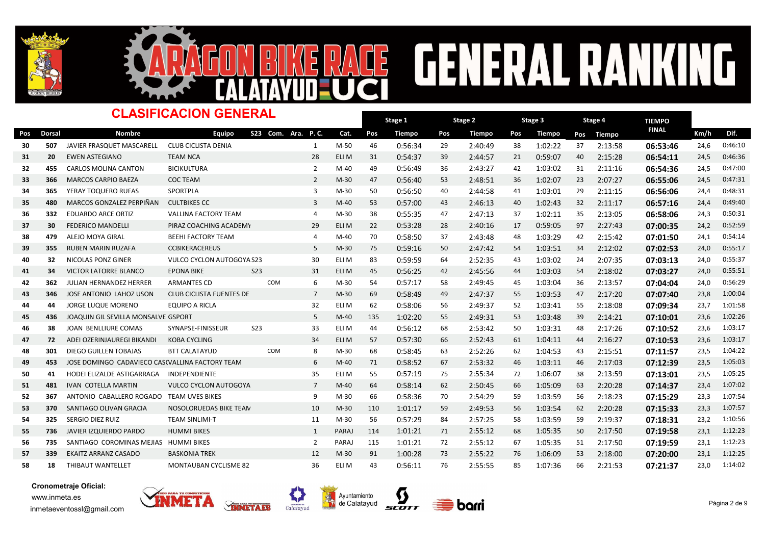# ARAGON BIKE RACE CALATAYUD UCI GENERAL RANKING

## CLASIFICACION GENERAL

| Pos | Dorsal | Nombre | Equipo | S23 | Com. | Ara. | P. C. | Cat. | Stage 1 Pos | Stage 1 Tiempo | Stage 2 Pos | Stage 2 Tiempo | Stage 3 Pos | Stage 3 Tiempo | Stage 4 Pos | Stage 4 Tiempo | TIEMPO FINAL | Km/h | Dif. |
|---|---|---|---|---|---|---|---|---|---|---|---|---|---|---|---|---|---|---|---|
| 30 | 507 | JAVIER FRASQUET MASCARELL | CLUB CICLISTA DENIA | | | | 1 | M-50 | 46 | 0:56:34 | 29 | 2:40:49 | 38 | 1:02:22 | 37 | 2:13:58 | 06:53:46 | 24,6 | 0:46:10 |
| 31 | 20 | EWEN ASTEGIANO | TEAM NCA | | | | 28 | ELI M | 31 | 0:54:37 | 39 | 2:44:57 | 21 | 0:59:07 | 40 | 2:15:28 | 06:54:11 | 24,5 | 0:46:36 |
| 32 | 455 | CARLOS MOLINA CANTON | BICIKULTURA | | | | 2 | M-40 | 49 | 0:56:49 | 36 | 2:43:27 | 42 | 1:03:02 | 31 | 2:11:16 | 06:54:36 | 24,5 | 0:47:00 |
| 33 | 366 | MARCOS CARPIO BAEZA | COC TEAM | | | | 2 | M-30 | 47 | 0:56:40 | 53 | 2:48:51 | 36 | 1:02:07 | 23 | 2:07:27 | 06:55:06 | 24,5 | 0:47:31 |
| 34 | 365 | YERAY TOQUERO RUFAS | SPORTPLA | | | | 3 | M-30 | 50 | 0:56:50 | 40 | 2:44:58 | 41 | 1:03:01 | 29 | 2:11:15 | 06:56:06 | 24,4 | 0:48:31 |
| 35 | 480 | MARCOS GONZALEZ PERPIÑAN | CULTBIKES CC | | | | 3 | M-40 | 53 | 0:57:00 | 43 | 2:46:13 | 40 | 1:02:43 | 32 | 2:11:17 | 06:57:16 | 24,4 | 0:49:40 |
| 36 | 332 | EDUARDO ARCE ORTIZ | VALLINA FACTORY TEAM | | | | 4 | M-30 | 38 | 0:55:35 | 47 | 2:47:13 | 37 | 1:02:11 | 35 | 2:13:05 | 06:58:06 | 24,3 | 0:50:31 |
| 37 | 30 | FEDERICO MANDELLI | PIRAZ COACHING ACADEMY | | | | 29 | ELI M | 22 | 0:53:28 | 28 | 2:40:16 | 17 | 0:59:05 | 97 | 2:27:43 | 07:00:35 | 24,2 | 0:52:59 |
| 38 | 479 | ALEJO MOYA GIRAL | BEEHI FACTORY TEAM | | | | 4 | M-40 | 70 | 0:58:50 | 37 | 2:43:48 | 48 | 1:03:29 | 42 | 2:15:42 | 07:01:50 | 24,1 | 0:54:14 |
| 39 | 355 | RUBEN MARIN RUZAFA | CCBIKERACEREUS | | | | 5 | M-30 | 75 | 0:59:16 | 50 | 2:47:42 | 54 | 1:03:51 | 34 | 2:12:02 | 07:02:53 | 24,0 | 0:55:17 |
| 40 | 32 | NICOLAS PONZ GINER | VULCO CYCLON AUTOGOYA | S23 | | | 30 | ELI M | 83 | 0:59:59 | 64 | 2:52:35 | 43 | 1:03:02 | 24 | 2:07:35 | 07:03:13 | 24,0 | 0:55:37 |
| 41 | 34 | VICTOR LATORRE BLANCO | EPONA BIKE | S23 | | | 31 | ELI M | 45 | 0:56:25 | 42 | 2:45:56 | 44 | 1:03:03 | 54 | 2:18:02 | 07:03:27 | 24,0 | 0:55:51 |
| 42 | 362 | JULIAN HERNANDEZ HERRER | ARMANTES CD | | COM | | 6 | M-30 | 54 | 0:57:17 | 58 | 2:49:45 | 45 | 1:03:04 | 36 | 2:13:57 | 07:04:04 | 24,0 | 0:56:29 |
| 43 | 346 | JOSE ANTONIO LAHOZ USON | CLUB CICLISTA FUENTES DE | | | | 7 | M-30 | 69 | 0:58:49 | 49 | 2:47:37 | 55 | 1:03:53 | 47 | 2:17:20 | 07:07:40 | 23,8 | 1:00:04 |
| 44 | 44 | JORGE LUQUE MORENO | EQUIPO A RICLA | | | | 32 | ELI M | 62 | 0:58:06 | 56 | 2:49:37 | 52 | 1:03:41 | 55 | 2:18:08 | 07:09:34 | 23,7 | 1:01:58 |
| 45 | 436 | JOAQUIN GIL SEVILLA MONSALVE | GSPORT | | | | 5 | M-40 | 135 | 1:02:20 | 55 | 2:49:31 | 53 | 1:03:48 | 39 | 2:14:21 | 07:10:01 | 23,6 | 1:02:26 |
| 46 | 38 | JOAN BENLLIURE COMAS | SYNAPSE-FINISSEUR | S23 | | | 33 | ELI M | 44 | 0:56:12 | 68 | 2:53:42 | 50 | 1:03:31 | 48 | 2:17:26 | 07:10:52 | 23,6 | 1:03:17 |
| 47 | 72 | ADEI OZERINJAUREGI BIKANDI | KOBA CYCLING | | | | 34 | ELI M | 57 | 0:57:30 | 66 | 2:52:43 | 61 | 1:04:11 | 44 | 2:16:27 | 07:10:53 | 23,6 | 1:03:17 |
| 48 | 301 | DIEGO GUILLEN TOBAJAS | BTT CALATAYUD | | COM | | 8 | M-30 | 68 | 0:58:45 | 63 | 2:52:26 | 62 | 1:04:53 | 43 | 2:15:51 | 07:11:57 | 23,5 | 1:04:22 |
| 49 | 453 | JOSE DOMINGO CADAVIECO CAS | VALLINA FACTORY TEAM | | | | 6 | M-40 | 71 | 0:58:52 | 67 | 2:53:32 | 46 | 1:03:11 | 46 | 2:17:03 | 07:12:39 | 23,5 | 1:05:03 |
| 50 | 41 | HODEI ELIZALDE ASTIGARRAGA | INDEPENDIENTE | | | | 35 | ELI M | 55 | 0:57:19 | 75 | 2:55:34 | 72 | 1:06:07 | 38 | 2:13:59 | 07:13:01 | 23,5 | 1:05:25 |
| 51 | 481 | IVAN COTELLA MARTIN | VULCO CYCLON AUTOGOYA | | | | 7 | M-40 | 64 | 0:58:14 | 62 | 2:50:45 | 66 | 1:05:09 | 63 | 2:20:28 | 07:14:37 | 23,4 | 1:07:02 |
| 52 | 367 | ANTONIO CABALLERO ROGADO | TEAM UVES BIKES | | | | 9 | M-30 | 66 | 0:58:36 | 70 | 2:54:29 | 59 | 1:03:59 | 56 | 2:18:23 | 07:15:29 | 23,3 | 1:07:54 |
| 53 | 370 | SANTIAGO OLIVAN GRACIA | NOSOLORUEDAS BIKE TEAM | | | | 10 | M-30 | 110 | 1:01:17 | 59 | 2:49:53 | 56 | 1:03:54 | 62 | 2:20:28 | 07:15:33 | 23,3 | 1:07:57 |
| 54 | 325 | SERGIO DIEZ RUIZ | TEAM SINLIMI-T | | | | 11 | M-30 | 56 | 0:57:29 | 84 | 2:57:25 | 58 | 1:03:59 | 59 | 2:19:37 | 07:18:31 | 23,2 | 1:10:56 |
| 55 | 736 | JAVIER IZQUIERDO PARDO | HUMMI BIKES | | | | 1 | PARAJ | 114 | 1:01:21 | 71 | 2:55:12 | 68 | 1:05:35 | 50 | 2:17:50 | 07:19:58 | 23,1 | 1:12:23 |
| 56 | 735 | SANTIAGO COROMINAS MEJIAS | HUMMI BIKES | | | | 2 | PARAJ | 115 | 1:01:21 | 72 | 2:55:12 | 67 | 1:05:35 | 51 | 2:17:50 | 07:19:59 | 23,1 | 1:12:23 |
| 57 | 339 | EKAITZ ARRANZ CASADO | BASKONIA TREK | | | | 12 | M-30 | 91 | 1:00:28 | 73 | 2:55:22 | 76 | 1:06:09 | 53 | 2:18:00 | 07:20:00 | 23,1 | 1:12:25 |
| 58 | 18 | THIBAUT WANTELLET | MONTAUBAN CYCLISME 82 | | | | 36 | ELI M | 43 | 0:56:11 | 76 | 2:55:55 | 85 | 1:07:36 | 66 | 2:21:53 | 07:21:37 | 23,0 | 1:14:02 |

**Cronometraje Oficial:**
www.inmeta.es
inmetaeventossl@gmail.com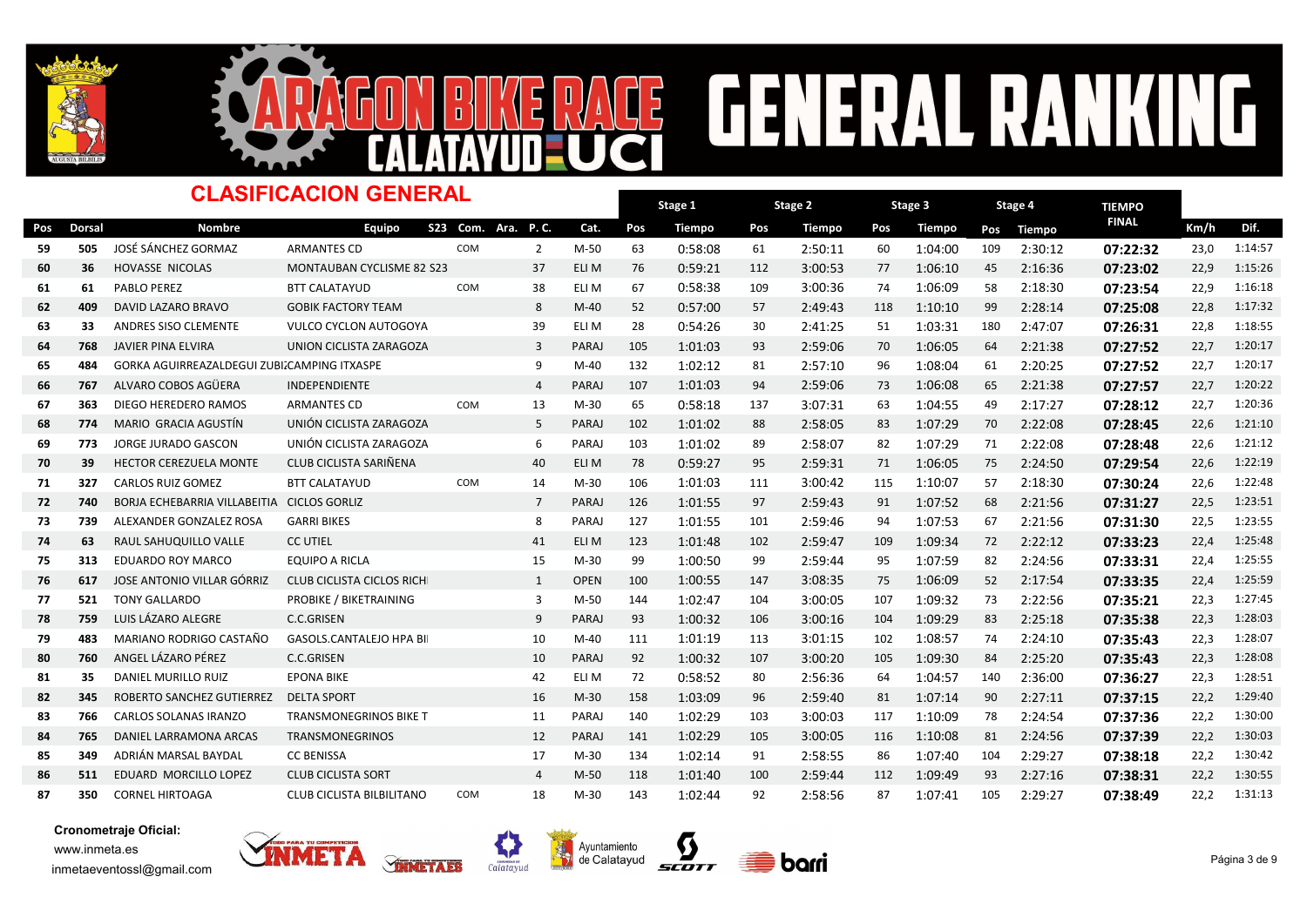# ARAGON BIKE RACE CALATAYUD UCI GENERAL RANKING

## CLASIFICACION GENERAL

| Pos | Dorsal | Nombre | Equipo | S23 | Com. | Ara. | P. C. | Cat. | Stage 1 Pos | Stage 1 Tiempo | Stage 2 Pos | Stage 2 Tiempo | Stage 3 Pos | Stage 3 Tiempo | Stage 4 Pos | Stage 4 Tiempo | TIEMPO FINAL | Km/h | Dif. |
|---|---|---|---|---|---|---|---|---|---|---|---|---|---|---|---|---|---|---|---|
| 59 | 505 | JOSÉ SÁNCHEZ GORMAZ | ARMANTES CD | | COM | | 2 | M-50 | 63 | 0:58:08 | 61 | 2:50:11 | 60 | 1:04:00 | 109 | 2:30:12 | **07:22:32** | 23,0 | 1:14:57 |
| 60 | 36 | HOVASSE NICOLAS | MONTAUBAN CYCLISME 82 S23 | | | | 37 | ELI M | 76 | 0:59:21 | 112 | 3:00:53 | 77 | 1:06:10 | 45 | 2:16:36 | **07:23:02** | 22,9 | 1:15:26 |
| 61 | 61 | PABLO PEREZ | BTT CALATAYUD | | COM | | 38 | ELI M | 67 | 0:58:38 | 109 | 3:00:36 | 74 | 1:06:09 | 58 | 2:18:30 | **07:23:54** | 22,9 | 1:16:18 |
| 62 | 409 | DAVID LAZARO BRAVO | GOBIK FACTORY TEAM | | | | 8 | M-40 | 52 | 0:57:00 | 57 | 2:49:43 | 118 | 1:10:10 | 99 | 2:28:14 | **07:25:08** | 22,8 | 1:17:32 |
| 63 | 33 | ANDRES SISO CLEMENTE | VULCO CYCLON AUTOGOYA | | | | 39 | ELI M | 28 | 0:54:26 | 30 | 2:41:25 | 51 | 1:03:31 | 180 | 2:47:07 | **07:26:31** | 22,8 | 1:18:55 |
| 64 | 768 | JAVIER PINA ELVIRA | UNION CICLISTA ZARAGOZA | | | | 3 | PARAJ | 105 | 1:01:03 | 93 | 2:59:06 | 70 | 1:06:05 | 64 | 2:21:38 | **07:27:52** | 22,7 | 1:20:17 |
| 65 | 484 | GORKA AGUIRREAZALDEGUI ZUBI | CAMPING ITXASPE | | | | 9 | M-40 | 132 | 1:02:12 | 81 | 2:57:10 | 96 | 1:08:04 | 61 | 2:20:25 | **07:27:52** | 22,7 | 1:20:17 |
| 66 | 767 | ALVARO COBOS AGÜERA | INDEPENDIENTE | | | | 4 | PARAJ | 107 | 1:01:03 | 94 | 2:59:06 | 73 | 1:06:08 | 65 | 2:21:38 | **07:27:57** | 22,7 | 1:20:22 |
| 67 | 363 | DIEGO HEREDERO RAMOS | ARMANTES CD | | COM | | 13 | M-30 | 65 | 0:58:18 | 137 | 3:07:31 | 63 | 1:04:55 | 49 | 2:17:27 | **07:28:12** | 22,7 | 1:20:36 |
| 68 | 774 | MARIO GRACIA AGUSTÍN | UNIÓN CICLISTA ZARAGOZA | | | | 5 | PARAJ | 102 | 1:01:02 | 88 | 2:58:05 | 83 | 1:07:29 | 70 | 2:22:08 | **07:28:45** | 22,6 | 1:21:10 |
| 69 | 773 | JORGE JURADO GASCON | UNIÓN CICLISTA ZARAGOZA | | | | 6 | PARAJ | 103 | 1:01:02 | 89 | 2:58:07 | 82 | 1:07:29 | 71 | 2:22:08 | **07:28:48** | 22,6 | 1:21:12 |
| 70 | 39 | HECTOR CEREZUELA MONTE | CLUB CICLISTA SARIÑENA | | | | 40 | ELI M | 78 | 0:59:27 | 95 | 2:59:31 | 71 | 1:06:05 | 75 | 2:24:50 | **07:29:54** | 22,6 | 1:22:19 |
| 71 | 327 | CARLOS RUIZ GOMEZ | BTT CALATAYUD | | COM | | 14 | M-30 | 106 | 1:01:03 | 111 | 3:00:42 | 115 | 1:10:07 | 57 | 2:18:30 | **07:30:24** | 22,6 | 1:22:48 |
| 72 | 740 | BORJA ECHEBARRIA VILLABEITIA | CICLOS GORLIZ | | | | 7 | PARAJ | 126 | 1:01:55 | 97 | 2:59:43 | 91 | 1:07:52 | 68 | 2:21:56 | **07:31:27** | 22,5 | 1:23:51 |
| 73 | 739 | ALEXANDER GONZALEZ ROSA | GARRI BIKES | | | | 8 | PARAJ | 127 | 1:01:55 | 101 | 2:59:46 | 94 | 1:07:53 | 67 | 2:21:56 | **07:31:30** | 22,5 | 1:23:55 |
| 74 | 63 | RAUL SAHUQUILLO VALLE | CC UTIEL | | | | 41 | ELI M | 123 | 1:01:48 | 102 | 2:59:47 | 109 | 1:09:34 | 72 | 2:22:12 | **07:33:23** | 22,4 | 1:25:48 |
| 75 | 313 | EDUARDO ROY MARCO | EQUIPO A RICLA | | | | 15 | M-30 | 99 | 1:00:50 | 99 | 2:59:44 | 95 | 1:07:59 | 82 | 2:24:56 | **07:33:31** | 22,4 | 1:25:55 |
| 76 | 617 | JOSE ANTONIO VILLAR GÓRRIZ | CLUB CICLISTA CICLOS RICH | | | | 1 | OPEN | 100 | 1:00:55 | 147 | 3:08:35 | 75 | 1:06:09 | 52 | 2:17:54 | **07:33:35** | 22,4 | 1:25:59 |
| 77 | 521 | TONY GALLARDO | PROBIKE / BIKETRAINING | | | | 3 | M-50 | 144 | 1:02:47 | 104 | 3:00:05 | 107 | 1:09:32 | 73 | 2:22:56 | **07:35:21** | 22,3 | 1:27:45 |
| 78 | 759 | LUIS LÁZARO ALEGRE | C.C.GRISEN | | | | 9 | PARAJ | 93 | 1:00:32 | 106 | 3:00:16 | 104 | 1:09:29 | 83 | 2:25:18 | **07:35:38** | 22,3 | 1:28:03 |
| 79 | 483 | MARIANO RODRIGO CASTAÑO | GASOLS.CANTALEJO HPA BI | | | | 10 | M-40 | 111 | 1:01:19 | 113 | 3:01:15 | 102 | 1:08:57 | 74 | 2:24:10 | **07:35:43** | 22,3 | 1:28:07 |
| 80 | 760 | ANGEL LÁZARO PÉREZ | C.C.GRISEN | | | | 10 | PARAJ | 92 | 1:00:32 | 107 | 3:00:20 | 105 | 1:09:30 | 84 | 2:25:20 | **07:35:43** | 22,3 | 1:28:08 |
| 81 | 35 | DANIEL MURILLO RUIZ | EPONA BIKE | | | | 42 | ELI M | 72 | 0:58:52 | 80 | 2:56:36 | 64 | 1:04:57 | 140 | 2:36:00 | **07:36:27** | 22,3 | 1:28:51 |
| 82 | 345 | ROBERTO SANCHEZ GUTIERREZ | DELTA SPORT | | | | 16 | M-30 | 158 | 1:03:09 | 96 | 2:59:40 | 81 | 1:07:14 | 90 | 2:27:11 | **07:37:15** | 22,2 | 1:29:40 |
| 83 | 766 | CARLOS SOLANAS IRANZO | TRANSMONEGRINOS BIKE T | | | | 11 | PARAJ | 140 | 1:02:29 | 103 | 3:00:03 | 117 | 1:10:09 | 78 | 2:24:54 | **07:37:36** | 22,2 | 1:30:00 |
| 84 | 765 | DANIEL LARRAMONA ARCAS | TRANSMONEGRINOS | | | | 12 | PARAJ | 141 | 1:02:29 | 105 | 3:00:05 | 116 | 1:10:08 | 81 | 2:24:56 | **07:37:39** | 22,2 | 1:30:03 |
| 85 | 349 | ADRIÁN MARSAL BAYDAL | CC BENISSA | | | | 17 | M-30 | 134 | 1:02:14 | 91 | 2:58:55 | 86 | 1:07:40 | 104 | 2:29:27 | **07:38:18** | 22,2 | 1:30:42 |
| 86 | 511 | EDUARD MORCILLO LOPEZ | CLUB CICLISTA SORT | | | | 4 | M-50 | 118 | 1:01:40 | 100 | 2:59:44 | 112 | 1:09:49 | 93 | 2:27:16 | **07:38:31** | 22,2 | 1:30:55 |
| 87 | 350 | CORNEL HIRTOAGA | CLUB CICLISTA BILBILITANO | | COM | | 18 | M-30 | 143 | 1:02:44 | 92 | 2:58:56 | 87 | 1:07:41 | 105 | 2:29:27 | **07:38:49** | 22,2 | 1:31:13 |

**Cronometraje Oficial:**
www.inmeta.es
inmetaeventossl@gmail.com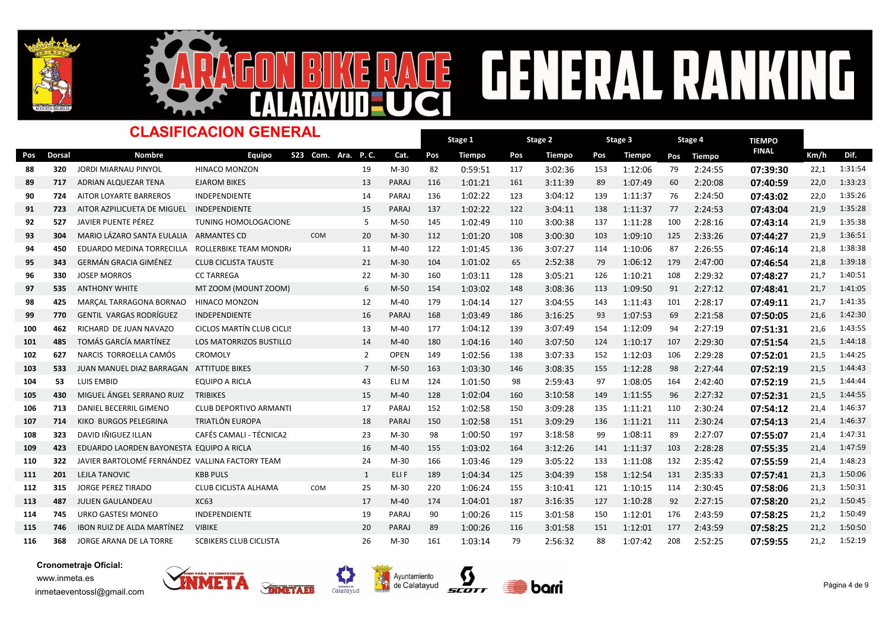# ARAGON BIKE RACE CALATAYUD UCI — GENERAL RANKING

## CLASIFICACION GENERAL

| Pos | Dorsal | Nombre | Equipo | S23 | Com. | Ara. | P. C. | Cat. | Stage 1 Pos | Stage 1 Tiempo | Stage 2 Pos | Stage 2 Tiempo | Stage 3 Pos | Stage 3 Tiempo | Stage 4 Pos | Stage 4 Tiempo | TIEMPO FINAL | Km/h | Dif. |
|---|---|---|---|---|---|---|---|---|---|---|---|---|---|---|---|---|---|---|---|
| 88 | 320 | JORDI MIARNAU PINYOL | HINACO MONZON | | | | 19 | M-30 | 82 | 0:59:51 | 117 | 3:02:36 | 153 | 1:12:06 | 79 | 2:24:55 | 07:39:30 | 22,1 | 1:31:54 |
| 89 | 717 | ADRIAN ALQUEZAR TENA | EJAROM BIKES | | | | 13 | PARAJ | 116 | 1:01:21 | 161 | 3:11:39 | 89 | 1:07:49 | 60 | 2:20:08 | 07:40:59 | 22,0 | 1:33:23 |
| 90 | 724 | AITOR LOYARTE BARREROS | INDEPENDIENTE | | | | 14 | PARAJ | 136 | 1:02:22 | 123 | 3:04:12 | 139 | 1:11:37 | 76 | 2:24:50 | 07:43:02 | 22,0 | 1:35:26 |
| 91 | 723 | AITOR AZPILICUETA DE MIGUEL | INDEPENDIENTE | | | | 15 | PARAJ | 137 | 1:02:22 | 122 | 3:04:11 | 138 | 1:11:37 | 77 | 2:24:53 | 07:43:04 | 21,9 | 1:35:28 |
| 92 | 527 | JAVIER PUENTE PÉREZ | TUNING HOMOLOGACIONE | | | | 5 | M-50 | 145 | 1:02:49 | 110 | 3:00:38 | 137 | 1:11:28 | 100 | 2:28:16 | 07:43:14 | 21,9 | 1:35:38 |
| 93 | 304 | MARIO LÁZARO SANTA EULALIA | ARMANTES CD | | COM | | 20 | M-30 | 112 | 1:01:20 | 108 | 3:00:30 | 103 | 1:09:10 | 125 | 2:33:26 | 07:44:27 | 21,9 | 1:36:51 |
| 94 | 450 | EDUARDO MEDINA TORRECILLA | ROLLERBIKE TEAM MONDR/ | | | | 11 | M-40 | 122 | 1:01:45 | 136 | 3:07:27 | 114 | 1:10:06 | 87 | 2:26:55 | 07:46:14 | 21,8 | 1:38:38 |
| 95 | 343 | GERMÁN GRACIA GIMÉNEZ | CLUB CICLISTA TAUSTE | | | | 21 | M-30 | 104 | 1:01:02 | 65 | 2:52:38 | 79 | 1:06:12 | 179 | 2:47:00 | 07:46:54 | 21,8 | 1:39:18 |
| 96 | 330 | JOSEP MORROS | CC TARREGA | | | | 22 | M-30 | 160 | 1:03:11 | 128 | 3:05:21 | 126 | 1:10:21 | 108 | 2:29:32 | 07:48:27 | 21,7 | 1:40:51 |
| 97 | 535 | ANTHONY WHITE | MT ZOOM (MOUNT ZOOM) | | | | 6 | M-50 | 154 | 1:03:02 | 148 | 3:08:36 | 113 | 1:09:50 | 91 | 2:27:12 | 07:48:41 | 21,7 | 1:41:05 |
| 98 | 425 | MARÇAL TARRAGONA BORNAO | HINACO MONZON | | | | 12 | M-40 | 179 | 1:04:14 | 127 | 3:04:55 | 143 | 1:11:43 | 101 | 2:28:17 | 07:49:11 | 21,7 | 1:41:35 |
| 99 | 770 | GENTIL VARGAS RODRÍGUEZ | INDEPENDIENTE | | | | 16 | PARAJ | 168 | 1:03:49 | 186 | 3:16:25 | 93 | 1:07:53 | 69 | 2:21:58 | 07:50:05 | 21,6 | 1:42:30 |
| 100 | 462 | RICHARD DE JUAN NAVAZO | CICLOS MARTÍN CLUB CICLIS | | | | 13 | M-40 | 177 | 1:04:12 | 139 | 3:07:49 | 154 | 1:12:09 | 94 | 2:27:19 | 07:51:31 | 21,6 | 1:43:55 |
| 101 | 485 | TOMÁS GARCÍA MARTÍNEZ | LOS MATORRIZOS BUSTILLO | | | | 14 | M-40 | 180 | 1:04:16 | 140 | 3:07:50 | 124 | 1:10:17 | 107 | 2:29:30 | 07:51:54 | 21,5 | 1:44:18 |
| 102 | 627 | NARCIS TORROELLA CAMÓS | CROMOLY | | | | 2 | OPEN | 149 | 1:02:56 | 138 | 3:07:33 | 152 | 1:12:03 | 106 | 2:29:28 | 07:52:01 | 21,5 | 1:44:25 |
| 103 | 533 | JUAN MANUEL DIAZ BARRAGAN | ATTITUDE BIKES | | | | 7 | M-50 | 163 | 1:03:30 | 146 | 3:08:35 | 155 | 1:12:28 | 98 | 2:27:44 | 07:52:19 | 21,5 | 1:44:43 |
| 104 | 53 | LUIS EMBID | EQUIPO A RICLA | | | | 43 | ELI M | 124 | 1:01:50 | 98 | 2:59:43 | 97 | 1:08:05 | 164 | 2:42:40 | 07:52:19 | 21,5 | 1:44:44 |
| 105 | 430 | MIGUEL ÁNGEL SERRANO RUIZ | TRIBIKES | | | | 15 | M-40 | 128 | 1:02:04 | 160 | 3:10:58 | 149 | 1:11:55 | 96 | 2:27:32 | 07:52:31 | 21,5 | 1:44:55 |
| 106 | 713 | DANIEL BECERRIL GIMENO | CLUB DEPORTIVO ARMANTI | | | | 17 | PARAJ | 152 | 1:02:58 | 150 | 3:09:28 | 135 | 1:11:21 | 110 | 2:30:24 | 07:54:12 | 21,4 | 1:46:37 |
| 107 | 714 | KIKO BURGOS PELEGRINA | TRIATLÓN EUROPA | | | | 18 | PARAJ | 150 | 1:02:58 | 151 | 3:09:29 | 136 | 1:11:21 | 111 | 2:30:24 | 07:54:13 | 21,4 | 1:46:37 |
| 108 | 323 | DAVID IÑIGUEZ ILLAN | CAFÉS CAMALI - TÉCNICA2 | | | | 23 | M-30 | 98 | 1:00:50 | 197 | 3:18:58 | 99 | 1:08:11 | 89 | 2:27:07 | 07:55:07 | 21,4 | 1:47:31 |
| 109 | 423 | EDUARDO LAORDEN BAYONESTA | EQUIPO A RICLA | | | | 16 | M-40 | 155 | 1:03:02 | 164 | 3:12:26 | 141 | 1:11:37 | 103 | 2:28:28 | 07:55:35 | 21,4 | 1:47:59 |
| 110 | 322 | JAVIER BARTOLOMÉ FERNÁNDEZ | VALLINA FACTORY TEAM | | | | 24 | M-30 | 166 | 1:03:46 | 129 | 3:05:22 | 133 | 1:11:08 | 132 | 2:35:42 | 07:55:59 | 21,4 | 1:48:23 |
| 111 | 201 | LEJLA TANOVIC | KBB PULS | | | | 1 | ELI F | 189 | 1:04:34 | 125 | 3:04:39 | 158 | 1:12:54 | 131 | 2:35:33 | 07:57:41 | 21,3 | 1:50:06 |
| 112 | 315 | JORGE PEREZ TIRADO | CLUB CICLISTA ALHAMA | | COM | | 25 | M-30 | 220 | 1:06:24 | 155 | 3:10:41 | 121 | 1:10:15 | 114 | 2:30:45 | 07:58:06 | 21,3 | 1:50:31 |
| 113 | 487 | JULIEN GAULANDEAU | XC63 | | | | 17 | M-40 | 174 | 1:04:01 | 187 | 3:16:35 | 127 | 1:10:28 | 92 | 2:27:15 | 07:58:20 | 21,2 | 1:50:45 |
| 114 | 745 | URKO GASTESI MONEO | INDEPENDIENTE | | | | 19 | PARAJ | 90 | 1:00:26 | 115 | 3:01:58 | 150 | 1:12:01 | 176 | 2:43:59 | 07:58:25 | 21,2 | 1:50:49 |
| 115 | 746 | IBON RUIZ DE ALDA MARTÍNEZ | VIBIKE | | | | 20 | PARAJ | 89 | 1:00:26 | 116 | 3:01:58 | 151 | 1:12:01 | 177 | 2:43:59 | 07:58:25 | 21,2 | 1:50:50 |
| 116 | 368 | JORGE ARANA DE LA TORRE | SCBIKERS CLUB CICLISTA | | | | 26 | M-30 | 161 | 1:03:14 | 79 | 2:56:32 | 88 | 1:07:42 | 208 | 2:52:25 | 07:59:55 | 21,2 | 1:52:19 |

**Cronometraje Oficial:**
www.inmeta.es
inmetaeventossl@gmail.com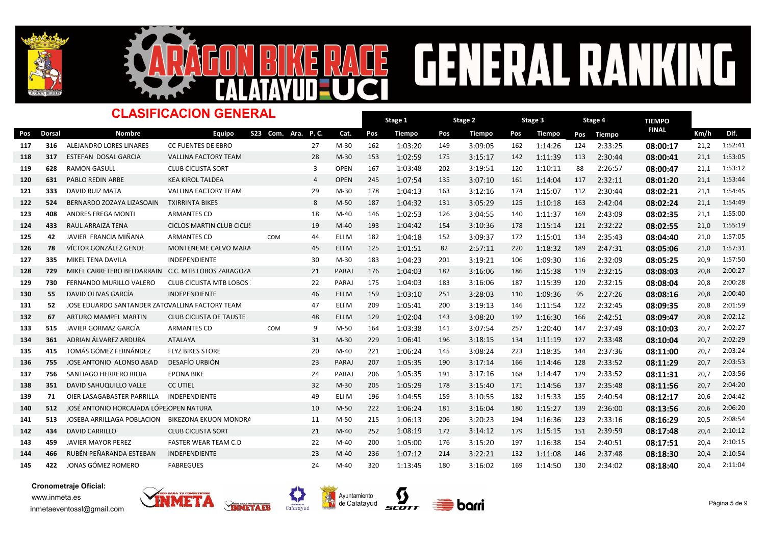# ARAGON BIKE RACE CALATAYUD UCI GENERAL RANKING

## CLASIFICACION GENERAL

| Pos | Dorsal | Nombre | Equipo | S23 | Com. | Ara. | P. C. | Cat. | Stage 1 Pos | Stage 1 Tiempo | Stage 2 Pos | Stage 2 Tiempo | Stage 3 Pos | Stage 3 Tiempo | Stage 4 Pos | Stage 4 Tiempo | TIEMPO FINAL | Km/h | Dif. |
|---|---|---|---|---|---|---|---|---|---|---|---|---|---|---|---|---|---|---|---|
| 117 | 316 | ALEJANDRO LORES LINARES | CC FUENTES DE EBRO | | | | 27 | M-30 | 162 | 1:03:20 | 149 | 3:09:05 | 162 | 1:14:26 | 124 | 2:33:25 | 08:00:17 | 21,2 | 1:52:41 |
| 118 | 317 | ESTEFAN DOSAL GARCIA | VALLINA FACTORY TEAM | | | | 28 | M-30 | 153 | 1:02:59 | 175 | 3:15:17 | 142 | 1:11:39 | 113 | 2:30:44 | 08:00:41 | 21,1 | 1:53:05 |
| 119 | 628 | RAMON GASULL | CLUB CICLISTA SORT | | | | 3 | OPEN | 167 | 1:03:48 | 202 | 3:19:51 | 120 | 1:10:11 | 88 | 2:26:57 | 08:00:47 | 21,1 | 1:53:12 |
| 120 | 631 | PABLO REDIN ARBE | KEA KIROL TALDEA | | | | 4 | OPEN | 245 | 1:07:54 | 135 | 3:07:10 | 161 | 1:14:04 | 117 | 2:32:11 | 08:01:20 | 21,1 | 1:53:44 |
| 121 | 333 | DAVID RUIZ MATA | VALLINA FACTORY TEAM | | | | 29 | M-30 | 178 | 1:04:13 | 163 | 3:12:16 | 174 | 1:15:07 | 112 | 2:30:44 | 08:02:21 | 21,1 | 1:54:45 |
| 122 | 524 | BERNARDO ZOZAYA LIZASOAIN | TXIRRINTA BIKES | | | | 8 | M-50 | 187 | 1:04:32 | 131 | 3:05:29 | 125 | 1:10:18 | 163 | 2:42:04 | 08:02:24 | 21,1 | 1:54:49 |
| 123 | 408 | ANDRES FREGA MONTI | ARMANTES CD | | | | 18 | M-40 | 146 | 1:02:53 | 126 | 3:04:55 | 140 | 1:11:37 | 169 | 2:43:09 | 08:02:35 | 21,1 | 1:55:00 |
| 124 | 433 | RAUL ARRAIZA TENA | CICLOS MARTIN CLUB CICLIS | | | | 19 | M-40 | 193 | 1:04:42 | 154 | 3:10:36 | 178 | 1:15:14 | 121 | 2:32:22 | 08:02:55 | 21,0 | 1:55:19 |
| 125 | 42 | JAVIER FRANCIA MIÑANA | ARMANTES CD | | COM | | 44 | ELI M | 182 | 1:04:18 | 152 | 3:09:37 | 172 | 1:15:01 | 134 | 2:35:43 | 08:04:40 | 21,0 | 1:57:05 |
| 126 | 78 | VÍCTOR GONZÁLEZ GENDE | MONTENEME CALVO MARA | | | | 45 | ELI M | 125 | 1:01:51 | 82 | 2:57:11 | 220 | 1:18:32 | 189 | 2:47:31 | 08:05:06 | 21,0 | 1:57:31 |
| 127 | 335 | MIKEL TENA DAVILA | INDEPENDIENTE | | | | 30 | M-30 | 183 | 1:04:23 | 201 | 3:19:21 | 106 | 1:09:30 | 116 | 2:32:09 | 08:05:25 | 20,9 | 1:57:50 |
| 128 | 729 | MIKEL CARRETERO BELDARRAIN | C.C. MTB LOBOS ZARAGOZA | | | | 21 | PARAJ | 176 | 1:04:03 | 182 | 3:16:06 | 186 | 1:15:38 | 119 | 2:32:15 | 08:08:03 | 20,8 | 2:00:27 |
| 129 | 730 | FERNANDO MURILLO VALERO | CLUB CICLISTA MTB LOBOS | | | | 22 | PARAJ | 175 | 1:04:03 | 183 | 3:16:06 | 187 | 1:15:39 | 120 | 2:32:15 | 08:08:04 | 20,8 | 2:00:28 |
| 130 | 55 | DAVID OLIVAS GARCÍA | INDEPENDIENTE | | | | 46 | ELI M | 159 | 1:03:10 | 251 | 3:28:03 | 110 | 1:09:36 | 95 | 2:27:26 | 08:08:16 | 20,8 | 2:00:40 |
| 131 | 52 | JOSE EDUARDO SANTANDER ZATO | VALLINA FACTORY TEAM | | | | 47 | ELI M | 209 | 1:05:41 | 200 | 3:19:13 | 146 | 1:11:54 | 122 | 2:32:45 | 08:09:35 | 20,8 | 2:01:59 |
| 132 | 67 | ARTURO MAMPEL MARTIN | CLUB CICLISTA DE TAUSTE | | | | 48 | ELI M | 129 | 1:02:04 | 143 | 3:08:20 | 192 | 1:16:30 | 166 | 2:42:51 | 08:09:47 | 20,8 | 2:02:12 |
| 133 | 515 | JAVIER GORMAZ GARCÍA | ARMANTES CD | | COM | | 9 | M-50 | 164 | 1:03:38 | 141 | 3:07:54 | 257 | 1:20:40 | 147 | 2:37:49 | 08:10:03 | 20,7 | 2:02:27 |
| 134 | 361 | ADRIAN ÁLVAREZ ARDURA | ATALAYA | | | | 31 | M-30 | 229 | 1:06:41 | 196 | 3:18:15 | 134 | 1:11:19 | 127 | 2:33:48 | 08:10:04 | 20,7 | 2:02:29 |
| 135 | 415 | TOMÁS GÓMEZ FERNÁNDEZ | FLYZ BIKES STORE | | | | 20 | M-40 | 221 | 1:06:24 | 145 | 3:08:24 | 223 | 1:18:35 | 144 | 2:37:36 | 08:11:00 | 20,7 | 2:03:24 |
| 136 | 755 | JOSE ANTONIO ALONSO ABAD | DESAFÍO URBIÓN | | | | 23 | PARAJ | 207 | 1:05:35 | 190 | 3:17:14 | 166 | 1:14:46 | 128 | 2:33:52 | 08:11:29 | 20,7 | 2:03:53 |
| 137 | 756 | SANTIAGO HERRERO RIOJA | EPONA BIKE | | | | 24 | PARAJ | 206 | 1:05:35 | 191 | 3:17:16 | 168 | 1:14:47 | 129 | 2:33:52 | 08:11:31 | 20,7 | 2:03:56 |
| 138 | 351 | DAVID SAHUQUILLO VALLE | CC UTIEL | | | | 32 | M-30 | 205 | 1:05:29 | 178 | 3:15:40 | 171 | 1:14:56 | 137 | 2:35:48 | 08:11:56 | 20,7 | 2:04:20 |
| 139 | 71 | OIER LASAGABASTER PARRILLA | INDEPENDIENTE | | | | 49 | ELI M | 196 | 1:04:55 | 159 | 3:10:55 | 182 | 1:15:33 | 155 | 2:40:54 | 08:12:17 | 20,6 | 2:04:42 |
| 140 | 512 | JOSÉ ANTONIO HORCAJADA LÓPEZ | OPEN NATURA | | | | 10 | M-50 | 222 | 1:06:24 | 181 | 3:16:04 | 180 | 1:15:27 | 139 | 2:36:00 | 08:13:56 | 20,6 | 2:06:20 |
| 141 | 513 | JOSEBA ARRILLAGA POBLACION | BIKEZONA EKUON MONDRA | | | | 11 | M-50 | 215 | 1:06:13 | 206 | 3:20:23 | 194 | 1:16:36 | 123 | 2:33:16 | 08:16:29 | 20,5 | 2:08:54 |
| 142 | 434 | DAVID CARRILLO | CLUB CICLISTA SORT | | | | 21 | M-40 | 252 | 1:08:19 | 172 | 3:14:12 | 179 | 1:15:15 | 151 | 2:39:59 | 08:17:48 | 20,4 | 2:10:12 |
| 143 | 459 | JAVIER MAYOR PEREZ | FASTER WEAR TEAM C.D | | | | 22 | M-40 | 200 | 1:05:00 | 176 | 3:15:20 | 197 | 1:16:38 | 154 | 2:40:51 | 08:17:51 | 20,4 | 2:10:15 |
| 144 | 466 | RUBÉN PEÑARANDA ESTEBAN | INDEPENDIENTE | | | | 23 | M-40 | 236 | 1:07:12 | 214 | 3:22:21 | 132 | 1:11:08 | 146 | 2:37:48 | 08:18:30 | 20,4 | 2:10:54 |
| 145 | 422 | JONAS GÓMEZ ROMERO | FABREGUES | | | | 24 | M-40 | 320 | 1:13:45 | 180 | 3:16:02 | 169 | 1:14:50 | 130 | 2:34:02 | 08:18:40 | 20,4 | 2:11:04 |

**Cronometraje Oficial:**
www.inmeta.es
inmetaeventossl@gmail.com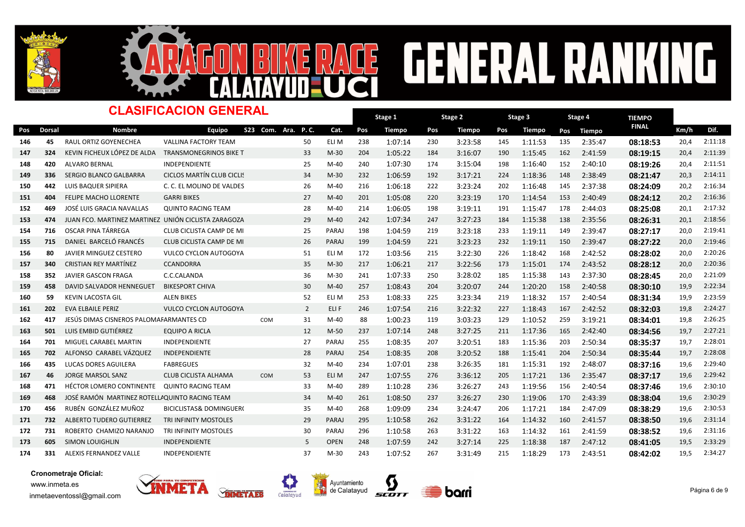# ARAGON BIKE RACE CALATAYUD UCI — GENERAL RANKING

## CLASIFICACION GENERAL

| Pos | Dorsal | Nombre | Equipo | S23 | Com. | Ara. | P. C. | Cat. | Stage 1 Pos | Stage 1 Tiempo | Stage 2 Pos | Stage 2 Tiempo | Stage 3 Pos | Stage 3 Tiempo | Stage 4 Pos | Stage 4 Tiempo | TIEMPO FINAL | Km/h | Dif. |
|---|---|---|---|---|---|---|---|---|---|---|---|---|---|---|---|---|---|---|---|
| 146 | 45 | RAUL ORTIZ GOYENECHEA | VALLINA FACTORY TEAM | | | | 50 | ELI M | 238 | 1:07:14 | 230 | 3:23:58 | 145 | 1:11:53 | 135 | 2:35:47 | 08:18:53 | 20,4 | 2:11:18 |
| 147 | 324 | KEVIN FICHEUX LÓPEZ DE ALDA | TRANSMONEGRINOS BIKE T | | | | 33 | M-30 | 204 | 1:05:22 | 184 | 3:16:07 | 190 | 1:15:45 | 162 | 2:41:59 | 08:19:15 | 20,4 | 2:11:39 |
| 148 | 420 | ALVARO BERNAL | INDEPENDIENTE | | | | 25 | M-40 | 240 | 1:07:30 | 174 | 3:15:04 | 198 | 1:16:40 | 152 | 2:40:10 | 08:19:26 | 20,4 | 2:11:51 |
| 149 | 336 | SERGIO BLANCO GALBARRA | CICLOS MARTÍN CLUB CICLIS | | | | 34 | M-30 | 232 | 1:06:59 | 192 | 3:17:21 | 224 | 1:18:36 | 148 | 2:38:49 | 08:21:47 | 20,3 | 2:14:11 |
| 150 | 442 | LUIS BAQUER SIPIERA | C. C. EL MOLINO DE VALDES | | | | 26 | M-40 | 216 | 1:06:18 | 222 | 3:23:24 | 202 | 1:16:48 | 145 | 2:37:38 | 08:24:09 | 20,2 | 2:16:34 |
| 151 | 404 | FELIPE MACHO LLORENTE | GARRI BIKES | | | | 27 | M-40 | 201 | 1:05:08 | 220 | 3:23:19 | 170 | 1:14:54 | 153 | 2:40:49 | 08:24:12 | 20,2 | 2:16:36 |
| 152 | 469 | JOSÉ LUIS GRACIA NAVALLAS | QUINTO RACING TEAM | | | | 28 | M-40 | 214 | 1:06:05 | 198 | 3:19:11 | 191 | 1:15:47 | 178 | 2:44:03 | 08:25:08 | 20,1 | 2:17:32 |
| 153 | 474 | JUAN FCO. MARTINEZ MARTINEZ | UNIÓN CICLISTA ZARAGOZA | | | | 29 | M-40 | 242 | 1:07:34 | 247 | 3:27:23 | 184 | 1:15:38 | 138 | 2:35:56 | 08:26:31 | 20,1 | 2:18:56 |
| 154 | 716 | OSCAR PINA TÁRREGA | CLUB CICLISTA CAMP DE MI | | | | 25 | PARAJ | 198 | 1:04:59 | 219 | 3:23:18 | 233 | 1:19:11 | 149 | 2:39:47 | 08:27:17 | 20,0 | 2:19:41 |
| 155 | 715 | DANIEL BARCELÓ FRANCÉS | CLUB CICLISTA CAMP DE MI | | | | 26 | PARAJ | 199 | 1:04:59 | 221 | 3:23:23 | 232 | 1:19:11 | 150 | 2:39:47 | 08:27:22 | 20,0 | 2:19:46 |
| 156 | 80 | JAVIER MINGUEZ CESTERO | VULCO CYCLON AUTOGOYA | | | | 51 | ELI M | 172 | 1:03:56 | 215 | 3:22:30 | 226 | 1:18:42 | 168 | 2:42:52 | 08:28:02 | 20,0 | 2:20:26 |
| 157 | 340 | CRISTIAN REY MARTÍNEZ | CCANDORRA | | | | 35 | M-30 | 217 | 1:06:21 | 217 | 3:22:56 | 173 | 1:15:01 | 174 | 2:43:52 | 08:28:12 | 20,0 | 2:20:36 |
| 158 | 352 | JAVIER GASCON FRAGA | C.C.CALANDA | | | | 36 | M-30 | 241 | 1:07:33 | 250 | 3:28:02 | 185 | 1:15:38 | 143 | 2:37:30 | 08:28:45 | 20,0 | 2:21:09 |
| 159 | 458 | DAVID SALVADOR HENNEGUET | BIKESPORT CHIVA | | | | 30 | M-40 | 257 | 1:08:43 | 204 | 3:20:07 | 244 | 1:20:20 | 158 | 2:40:58 | 08:30:10 | 19,9 | 2:22:34 |
| 160 | 59 | KEVIN LACOSTA GIL | ALEN BIKES | | | | 52 | ELI M | 253 | 1:08:33 | 225 | 3:23:34 | 219 | 1:18:32 | 157 | 2:40:54 | 08:31:34 | 19,9 | 2:23:59 |
| 161 | 202 | EVA ELBAILE PERIZ | VULCO CYCLON AUTOGOYA | | | | 2 | ELI F | 246 | 1:07:54 | 216 | 3:22:32 | 227 | 1:18:43 | 167 | 2:42:52 | 08:32:03 | 19,8 | 2:24:27 |
| 162 | 417 | JESÚS DIMAS CISNEROS PALOMA | FARMANTES CD | | COM | | 31 | M-40 | 88 | 1:00:23 | 119 | 3:03:23 | 129 | 1:10:52 | 259 | 3:19:21 | 08:34:01 | 19,8 | 2:26:25 |
| 163 | 501 | LUIS EMBID GUTIÉRREZ | EQUIPO A RICLA | | | | 12 | M-50 | 237 | 1:07:14 | 248 | 3:27:25 | 211 | 1:17:36 | 165 | 2:42:40 | 08:34:56 | 19,7 | 2:27:21 |
| 164 | 701 | MIGUEL CARABEL MARTIN | INDEPENDIENTE | | | | 27 | PARAJ | 255 | 1:08:35 | 207 | 3:20:51 | 183 | 1:15:36 | 203 | 2:50:34 | 08:35:37 | 19,7 | 2:28:01 |
| 165 | 702 | ALFONSO CARABEL VÁZQUEZ | INDEPENDIENTE | | | | 28 | PARAJ | 254 | 1:08:35 | 208 | 3:20:52 | 188 | 1:15:41 | 204 | 2:50:34 | 08:35:44 | 19,7 | 2:28:08 |
| 166 | 435 | LUCAS DORES AGUILERA | FABREGUES | | | | 32 | M-40 | 234 | 1:07:01 | 238 | 3:26:35 | 181 | 1:15:31 | 192 | 2:48:07 | 08:37:16 | 19,6 | 2:29:40 |
| 167 | 46 | JORGE MARSOL SANZ | CLUB CICLISTA ALHAMA | | COM | | 53 | ELI M | 247 | 1:07:55 | 276 | 3:36:12 | 205 | 1:17:21 | 136 | 2:35:47 | 08:37:17 | 19,6 | 2:29:42 |
| 168 | 471 | HÉCTOR LOMERO CONTINENTE | QUINTO RACING TEAM | | | | 33 | M-40 | 289 | 1:10:28 | 236 | 3:26:27 | 243 | 1:19:56 | 156 | 2:40:54 | 08:37:46 | 19,6 | 2:30:10 |
| 169 | 468 | JOSÉ RAMÓN MARTINEZ ROTELLA | QUINTO RACING TEAM | | | | 34 | M-40 | 261 | 1:08:50 | 237 | 3:26:27 | 230 | 1:19:06 | 170 | 2:43:39 | 08:38:04 | 19,6 | 2:30:29 |
| 170 | 456 | RUBÉN GONZÁLEZ MUÑOZ | BICICLISTAS& DOMINGUER( | | | | 35 | M-40 | 268 | 1:09:09 | 234 | 3:24:47 | 206 | 1:17:21 | 184 | 2:47:09 | 08:38:29 | 19,6 | 2:30:53 |
| 171 | 732 | ALBERTO TUDERO GUTIERREZ | TRI INFINITY MOSTOLES | | | | 29 | PARAJ | 295 | 1:10:58 | 262 | 3:31:22 | 164 | 1:14:32 | 160 | 2:41:57 | 08:38:50 | 19,6 | 2:31:14 |
| 172 | 731 | ROBERTO CHAMIZO NARANJO | TRI INFINITY MOSTOLES | | | | 30 | PARAJ | 296 | 1:10:58 | 263 | 3:31:22 | 163 | 1:14:32 | 161 | 2:41:59 | 08:38:52 | 19,6 | 2:31:16 |
| 173 | 605 | SIMON LOUIGHLIN | INDEPENDIENTE | | | | 5 | OPEN | 248 | 1:07:59 | 242 | 3:27:14 | 225 | 1:18:38 | 187 | 2:47:12 | 08:41:05 | 19,5 | 2:33:29 |
| 174 | 331 | ALEXIS FERNANDEZ VALLE | INDEPENDIENTE | | | | 37 | M-30 | 243 | 1:07:52 | 267 | 3:31:49 | 215 | 1:18:29 | 173 | 2:43:51 | 08:42:02 | 19,5 | 2:34:27 |

**Cronometraje Oficial:**
www.inmeta.es
inmetaeventossl@gmail.com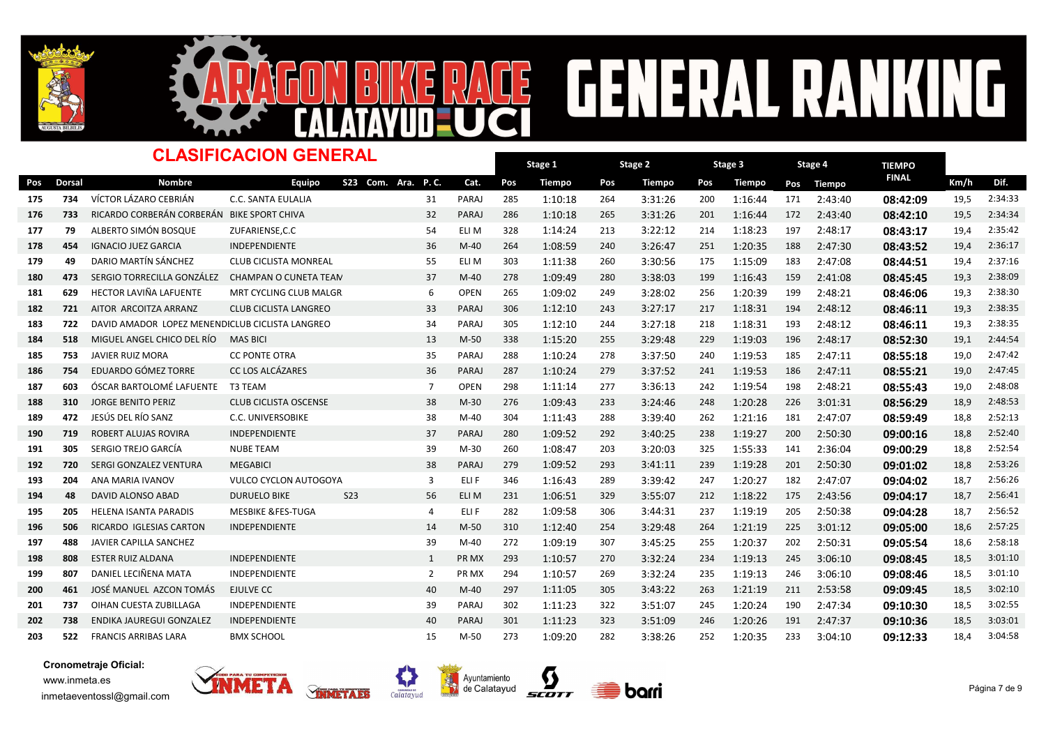# ARAGON BIKE RACE CALATAYUD UCI GENERAL RANKING

## CLASIFICACION GENERAL

| Pos | Dorsal | Nombre | Equipo | S23 | Com. | Ara. | P. C. | Cat. | Stage 1 Pos | Stage 1 Tiempo | Stage 2 Pos | Stage 2 Tiempo | Stage 3 Pos | Stage 3 Tiempo | Stage 4 Pos | Stage 4 Tiempo | TIEMPO FINAL | Km/h | Dif. |
|---|---|---|---|---|---|---|---|---|---|---|---|---|---|---|---|---|---|---|---|
| 175 | 734 | VÍCTOR LÁZARO CEBRIÁN | C.C. SANTA EULALIA | | | | 31 | PARAJ | 285 | 1:10:18 | 264 | 3:31:26 | 200 | 1:16:44 | 171 | 2:43:40 | 08:42:09 | 19,5 | 2:34:33 |
| 176 | 733 | RICARDO CORBERÁN CORBERÁN | BIKE SPORT CHIVA | | | | 32 | PARAJ | 286 | 1:10:18 | 265 | 3:31:26 | 201 | 1:16:44 | 172 | 2:43:40 | 08:42:10 | 19,5 | 2:34:34 |
| 177 | 79 | ALBERTO SIMÓN BOSQUE | ZUFARIENSE,C.C | | | | 54 | ELI M | 328 | 1:14:24 | 213 | 3:22:12 | 214 | 1:18:23 | 197 | 2:48:17 | 08:43:17 | 19,4 | 2:35:42 |
| 178 | 454 | IGNACIO JUEZ GARCIA | INDEPENDIENTE | | | | 36 | M-40 | 264 | 1:08:59 | 240 | 3:26:47 | 251 | 1:20:35 | 188 | 2:47:30 | 08:43:52 | 19,4 | 2:36:17 |
| 179 | 49 | DARIO MARTÍN SÁNCHEZ | CLUB CICLISTA MONREAL | | | | 55 | ELI M | 303 | 1:11:38 | 260 | 3:30:56 | 175 | 1:15:09 | 183 | 2:47:08 | 08:44:51 | 19,4 | 2:37:16 |
| 180 | 473 | SERGIO TORRECILLA GONZÁLEZ | CHAMPAN O CUNETA TEAM | | | | 37 | M-40 | 278 | 1:09:49 | 280 | 3:38:03 | 199 | 1:16:43 | 159 | 2:41:08 | 08:45:45 | 19,3 | 2:38:09 |
| 181 | 629 | HECTOR LAVIÑA LAFUENTE | MRT CYCLING CLUB MALGR | | | | 6 | OPEN | 265 | 1:09:02 | 249 | 3:28:02 | 256 | 1:20:39 | 199 | 2:48:21 | 08:46:06 | 19,3 | 2:38:30 |
| 182 | 721 | AITOR ARCOITZA ARRANZ | CLUB CICLISTA LANGREO | | | | 33 | PARAJ | 306 | 1:12:10 | 243 | 3:27:17 | 217 | 1:18:31 | 194 | 2:48:12 | 08:46:11 | 19,3 | 2:38:35 |
| 183 | 722 | DAVID AMADOR LOPEZ MENENDI | CLUB CICLISTA LANGREO | | | | 34 | PARAJ | 305 | 1:12:10 | 244 | 3:27:18 | 218 | 1:18:31 | 193 | 2:48:12 | 08:46:11 | 19,3 | 2:38:35 |
| 184 | 518 | MIGUEL ANGEL CHICO DEL RÍO | MAS BICI | | | | 13 | M-50 | 338 | 1:15:20 | 255 | 3:29:48 | 229 | 1:19:03 | 196 | 2:48:17 | 08:52:30 | 19,1 | 2:44:54 |
| 185 | 753 | JAVIER RUIZ MORA | CC PONTE OTRA | | | | 35 | PARAJ | 288 | 1:10:24 | 278 | 3:37:50 | 240 | 1:19:53 | 185 | 2:47:11 | 08:55:18 | 19,0 | 2:47:42 |
| 186 | 754 | EDUARDO GÓMEZ TORRE | CC LOS ALCÁZARES | | | | 36 | PARAJ | 287 | 1:10:24 | 279 | 3:37:52 | 241 | 1:19:53 | 186 | 2:47:11 | 08:55:21 | 19,0 | 2:47:45 |
| 187 | 603 | ÓSCAR BARTOLOMÉ LAFUENTE | T3 TEAM | | | | 7 | OPEN | 298 | 1:11:14 | 277 | 3:36:13 | 242 | 1:19:54 | 198 | 2:48:21 | 08:55:43 | 19,0 | 2:48:08 |
| 188 | 310 | JORGE BENITO PERIZ | CLUB CICLISTA OSCENSE | | | | 38 | M-30 | 276 | 1:09:43 | 233 | 3:24:46 | 248 | 1:20:28 | 226 | 3:01:31 | 08:56:29 | 18,9 | 2:48:53 |
| 189 | 472 | JESÚS DEL RÍO SANZ | C.C. UNIVERSOBIKE | | | | 38 | M-40 | 304 | 1:11:43 | 288 | 3:39:40 | 262 | 1:21:16 | 181 | 2:47:07 | 08:59:49 | 18,8 | 2:52:13 |
| 190 | 719 | ROBERT ALUJAS ROVIRA | INDEPENDIENTE | | | | 37 | PARAJ | 280 | 1:09:52 | 292 | 3:40:25 | 238 | 1:19:27 | 200 | 2:50:30 | 09:00:16 | 18,8 | 2:52:40 |
| 191 | 305 | SERGIO TREJO GARCÍA | NUBE TEAM | | | | 39 | M-30 | 260 | 1:08:47 | 203 | 3:20:03 | 325 | 1:55:33 | 141 | 2:36:04 | 09:00:29 | 18,8 | 2:52:54 |
| 192 | 720 | SERGI GONZALEZ VENTURA | MEGABICI | | | | 38 | PARAJ | 279 | 1:09:52 | 293 | 3:41:11 | 239 | 1:19:28 | 201 | 2:50:30 | 09:01:02 | 18,8 | 2:53:26 |
| 193 | 204 | ANA MARIA IVANOV | VULCO CYCLON AUTOGOYA | | | | 3 | ELI F | 346 | 1:16:43 | 289 | 3:39:42 | 247 | 1:20:27 | 182 | 2:47:07 | 09:04:02 | 18,7 | 2:56:26 |
| 194 | 48 | DAVID ALONSO ABAD | DURUELO BIKE | S23 | | | 56 | ELI M | 231 | 1:06:51 | 329 | 3:55:07 | 212 | 1:18:22 | 175 | 2:43:56 | 09:04:17 | 18,7 | 2:56:41 |
| 195 | 205 | HELENA ISANTA PARADIS | MESBIKE &FES-TUGA | | | | 4 | ELI F | 282 | 1:09:58 | 306 | 3:44:31 | 237 | 1:19:19 | 205 | 2:50:38 | 09:04:28 | 18,7 | 2:56:52 |
| 196 | 506 | RICARDO IGLESIAS CARTON | INDEPENDIENTE | | | | 14 | M-50 | 310 | 1:12:40 | 254 | 3:29:48 | 264 | 1:21:19 | 225 | 3:01:12 | 09:05:00 | 18,6 | 2:57:25 |
| 197 | 488 | JAVIER CAPILLA SANCHEZ | | | | | 39 | M-40 | 272 | 1:09:19 | 307 | 3:45:25 | 255 | 1:20:37 | 202 | 2:50:31 | 09:05:54 | 18,6 | 2:58:18 |
| 198 | 808 | ESTER RUIZ ALDANA | INDEPENDIENTE | | | | 1 | PR MX | 293 | 1:10:57 | 270 | 3:32:24 | 234 | 1:19:13 | 245 | 3:06:10 | 09:08:45 | 18,5 | 3:01:10 |
| 199 | 807 | DANIEL LECIÑENA MATA | INDEPENDIENTE | | | | 2 | PR MX | 294 | 1:10:57 | 269 | 3:32:24 | 235 | 1:19:13 | 246 | 3:06:10 | 09:08:46 | 18,5 | 3:01:10 |
| 200 | 461 | JOSÉ MANUEL AZCON TOMÁS | EJULVE CC | | | | 40 | M-40 | 297 | 1:11:05 | 305 | 3:43:22 | 263 | 1:21:19 | 211 | 2:53:58 | 09:09:45 | 18,5 | 3:02:10 |
| 201 | 737 | OIHAN CUESTA ZUBILLAGA | INDEPENDIENTE | | | | 39 | PARAJ | 302 | 1:11:23 | 322 | 3:51:07 | 245 | 1:20:24 | 190 | 2:47:34 | 09:10:30 | 18,5 | 3:02:55 |
| 202 | 738 | ENDIKA JAUREGUI GONZALEZ | INDEPENDIENTE | | | | 40 | PARAJ | 301 | 1:11:23 | 323 | 3:51:09 | 246 | 1:20:26 | 191 | 2:47:37 | 09:10:36 | 18,5 | 3:03:01 |
| 203 | 522 | FRANCIS ARRIBAS LARA | BMX SCHOOL | | | | 15 | M-50 | 273 | 1:09:20 | 282 | 3:38:26 | 252 | 1:20:35 | 233 | 3:04:10 | 09:12:33 | 18,4 | 3:04:58 |

**Cronometraje Oficial:**
www.inmeta.es
inmetaeventossl@gmail.com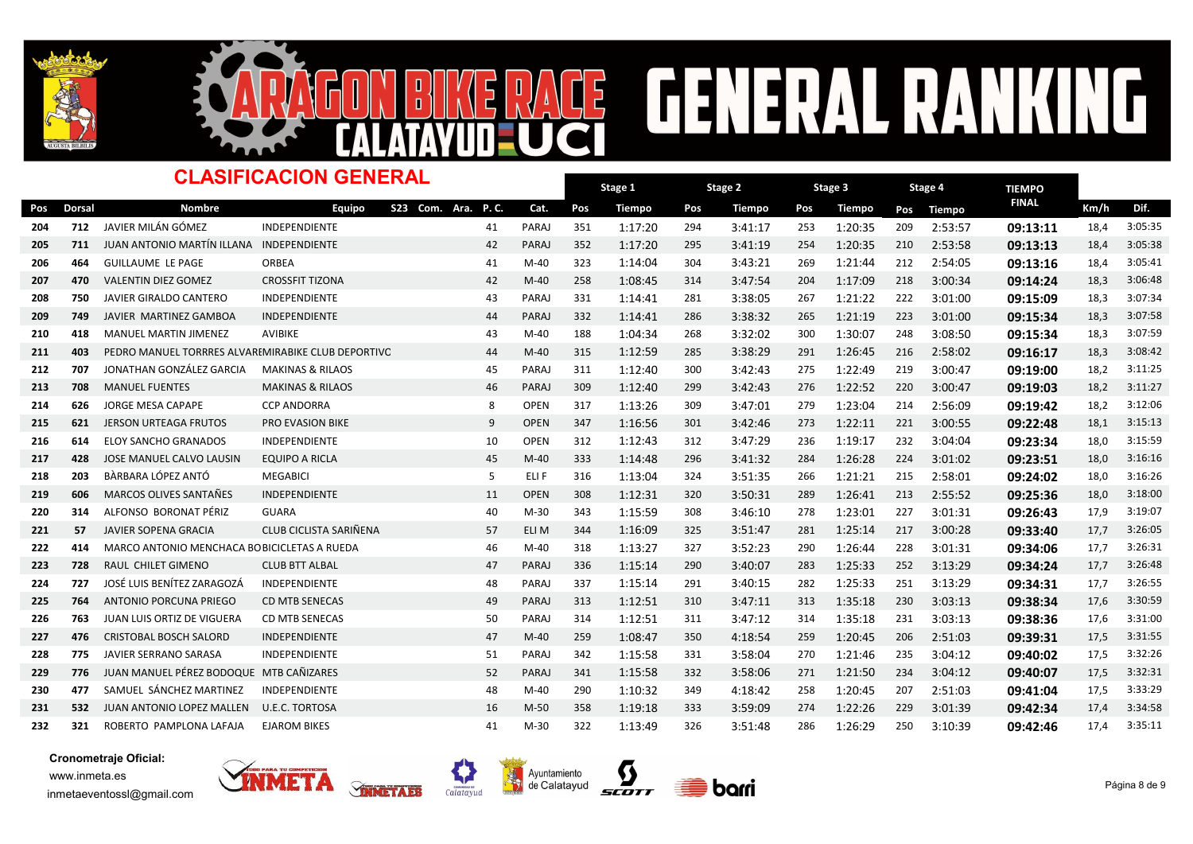# ARAGON BIKE RACE CALATAYUD UCI GENERAL RANKING

## CLASIFICACION GENERAL

| Pos | Dorsal | Nombre | Equipo | S23 | Com. | Ara. | P. C. | Cat. | Stage 1 Pos | Stage 1 Tiempo | Stage 2 Pos | Stage 2 Tiempo | Stage 3 Pos | Stage 3 Tiempo | Stage 4 Pos | Stage 4 Tiempo | TIEMPO FINAL | Km/h | Dif. |
|---|---|---|---|---|---|---|---|---|---|---|---|---|---|---|---|---|---|---|---|
| 204 | 712 | JAVIER MILÁN GÓMEZ | INDEPENDIENTE | | | | 41 | PARAJ | 351 | 1:17:20 | 294 | 3:41:17 | 253 | 1:20:35 | 209 | 2:53:57 | **09:13:11** | 18,4 | 3:05:35 |
| 205 | 711 | JUAN ANTONIO MARTÍN ILLANA | INDEPENDIENTE | | | | 42 | PARAJ | 352 | 1:17:20 | 295 | 3:41:19 | 254 | 1:20:35 | 210 | 2:53:58 | **09:13:13** | 18,4 | 3:05:38 |
| 206 | 464 | GUILLAUME LE PAGE | ORBEA | | | | 41 | M-40 | 323 | 1:14:04 | 304 | 3:43:21 | 269 | 1:21:44 | 212 | 2:54:05 | **09:13:16** | 18,4 | 3:05:41 |
| 207 | 470 | VALENTIN DIEZ GOMEZ | CROSSFIT TIZONA | | | | 42 | M-40 | 258 | 1:08:45 | 314 | 3:47:54 | 204 | 1:17:09 | 218 | 3:00:34 | **09:14:24** | 18,3 | 3:06:48 |
| 208 | 750 | JAVIER GIRALDO CANTERO | INDEPENDIENTE | | | | 43 | PARAJ | 331 | 1:14:41 | 281 | 3:38:05 | 267 | 1:21:22 | 222 | 3:01:00 | **09:15:09** | 18,3 | 3:07:34 |
| 209 | 749 | JAVIER MARTINEZ GAMBOA | INDEPENDIENTE | | | | 44 | PARAJ | 332 | 1:14:41 | 286 | 3:38:32 | 265 | 1:21:19 | 223 | 3:01:00 | **09:15:34** | 18,3 | 3:07:58 |
| 210 | 418 | MANUEL MARTIN JIMENEZ | AVIBIKE | | | | 43 | M-40 | 188 | 1:04:34 | 268 | 3:32:02 | 300 | 1:30:07 | 248 | 3:08:50 | **09:15:34** | 18,3 | 3:07:59 |
| 211 | 403 | PEDRO MANUEL TORRRES ALVAREZ | MIRABIKE CLUB DEPORTIVO | | | | 44 | M-40 | 315 | 1:12:59 | 285 | 3:38:29 | 291 | 1:26:45 | 216 | 2:58:02 | **09:16:17** | 18,3 | 3:08:42 |
| 212 | 707 | JONATHAN GONZÁLEZ GARCIA | MAKINAS & RILAOS | | | | 45 | PARAJ | 311 | 1:12:40 | 300 | 3:42:43 | 275 | 1:22:49 | 219 | 3:00:47 | **09:19:00** | 18,2 | 3:11:25 |
| 213 | 708 | MANUEL FUENTES | MAKINAS & RILAOS | | | | 46 | PARAJ | 309 | 1:12:40 | 299 | 3:42:43 | 276 | 1:22:52 | 220 | 3:00:47 | **09:19:03** | 18,2 | 3:11:27 |
| 214 | 626 | JORGE MESA CAPAPE | CCP ANDORRA | | | | 8 | OPEN | 317 | 1:13:26 | 309 | 3:47:01 | 279 | 1:23:04 | 214 | 2:56:09 | **09:19:42** | 18,2 | 3:12:06 |
| 215 | 621 | JERSON URTEAGA FRUTOS | PRO EVASION BIKE | | | | 9 | OPEN | 347 | 1:16:56 | 301 | 3:42:46 | 273 | 1:22:11 | 221 | 3:00:55 | **09:22:48** | 18,1 | 3:15:13 |
| 216 | 614 | ELOY SANCHO GRANADOS | INDEPENDIENTE | | | | 10 | OPEN | 312 | 1:12:43 | 312 | 3:47:29 | 236 | 1:19:17 | 232 | 3:04:04 | **09:23:34** | 18,0 | 3:15:59 |
| 217 | 428 | JOSE MANUEL CALVO LAUSIN | EQUIPO A RICLA | | | | 45 | M-40 | 333 | 1:14:48 | 296 | 3:41:32 | 284 | 1:26:28 | 224 | 3:01:02 | **09:23:51** | 18,0 | 3:16:16 |
| 218 | 203 | BÀRBARA LÓPEZ ANTÓ | MEGABICI | | | | 5 | ELI F | 316 | 1:13:04 | 324 | 3:51:35 | 266 | 1:21:21 | 215 | 2:58:01 | **09:24:02** | 18,0 | 3:16:26 |
| 219 | 606 | MARCOS OLIVES SANTAÑES | INDEPENDIENTE | | | | 11 | OPEN | 308 | 1:12:31 | 320 | 3:50:31 | 289 | 1:26:41 | 213 | 2:55:52 | **09:25:36** | 18,0 | 3:18:00 |
| 220 | 314 | ALFONSO BORONAT PÉRIZ | GUARA | | | | 40 | M-30 | 343 | 1:15:59 | 308 | 3:46:10 | 278 | 1:23:01 | 227 | 3:01:31 | **09:26:43** | 17,9 | 3:19:07 |
| 221 | 57 | JAVIER SOPENA GRACIA | CLUB CICLISTA SARIÑENA | | | | 57 | ELI M | 344 | 1:16:09 | 325 | 3:51:47 | 281 | 1:25:14 | 217 | 3:00:28 | **09:33:40** | 17,7 | 3:26:05 |
| 222 | 414 | MARCO ANTONIO MENCHACA BO | BICICLETAS A RUEDA | | | | 46 | M-40 | 318 | 1:13:27 | 327 | 3:52:23 | 290 | 1:26:44 | 228 | 3:01:31 | **09:34:06** | 17,7 | 3:26:31 |
| 223 | 728 | RAUL CHILET GIMENO | CLUB BTT ALBAL | | | | 47 | PARAJ | 336 | 1:15:14 | 290 | 3:40:07 | 283 | 1:25:33 | 252 | 3:13:29 | **09:34:24** | 17,7 | 3:26:48 |
| 224 | 727 | JOSÉ LUIS BENÍTEZ ZARAGOZÁ | INDEPENDIENTE | | | | 48 | PARAJ | 337 | 1:15:14 | 291 | 3:40:15 | 282 | 1:25:33 | 251 | 3:13:29 | **09:34:31** | 17,7 | 3:26:55 |
| 225 | 764 | ANTONIO PORCUNA PRIEGO | CD MTB SENECAS | | | | 49 | PARAJ | 313 | 1:12:51 | 310 | 3:47:11 | 313 | 1:35:18 | 230 | 3:03:13 | **09:38:34** | 17,6 | 3:30:59 |
| 226 | 763 | JUAN LUIS ORTIZ DE VIGUERA | CD MTB SENECAS | | | | 50 | PARAJ | 314 | 1:12:51 | 311 | 3:47:12 | 314 | 1:35:18 | 231 | 3:03:13 | **09:38:36** | 17,6 | 3:31:00 |
| 227 | 476 | CRISTOBAL BOSCH SALORD | INDEPENDIENTE | | | | 47 | M-40 | 259 | 1:08:47 | 350 | 4:18:54 | 259 | 1:20:45 | 206 | 2:51:03 | **09:39:31** | 17,5 | 3:31:55 |
| 228 | 775 | JAVIER SERRANO SARASA | INDEPENDIENTE | | | | 51 | PARAJ | 342 | 1:15:58 | 331 | 3:58:04 | 270 | 1:21:46 | 235 | 3:04:12 | **09:40:02** | 17,5 | 3:32:26 |
| 229 | 776 | JUAN MANUEL PÉREZ BODOQUE | MTB CAÑIZARES | | | | 52 | PARAJ | 341 | 1:15:58 | 332 | 3:58:06 | 271 | 1:21:50 | 234 | 3:04:12 | **09:40:07** | 17,5 | 3:32:31 |
| 230 | 477 | SAMUEL SÁNCHEZ MARTINEZ | INDEPENDIENTE | | | | 48 | M-40 | 290 | 1:10:32 | 349 | 4:18:42 | 258 | 1:20:45 | 207 | 2:51:03 | **09:41:04** | 17,5 | 3:33:29 |
| 231 | 532 | JUAN ANTONIO LOPEZ MALLEN | U.E.C. TORTOSA | | | | 16 | M-50 | 358 | 1:19:18 | 333 | 3:59:09 | 274 | 1:22:26 | 229 | 3:01:39 | **09:42:34** | 17,4 | 3:34:58 |
| 232 | 321 | ROBERTO PAMPLONA LAFAJA | EJAROM BIKES | | | | 41 | M-30 | 322 | 1:13:49 | 326 | 3:51:48 | 286 | 1:26:29 | 250 | 3:10:39 | **09:42:46** | 17,4 | 3:35:11 |

**Cronometraje Oficial:**
www.inmeta.es
inmetaeventossl@gmail.com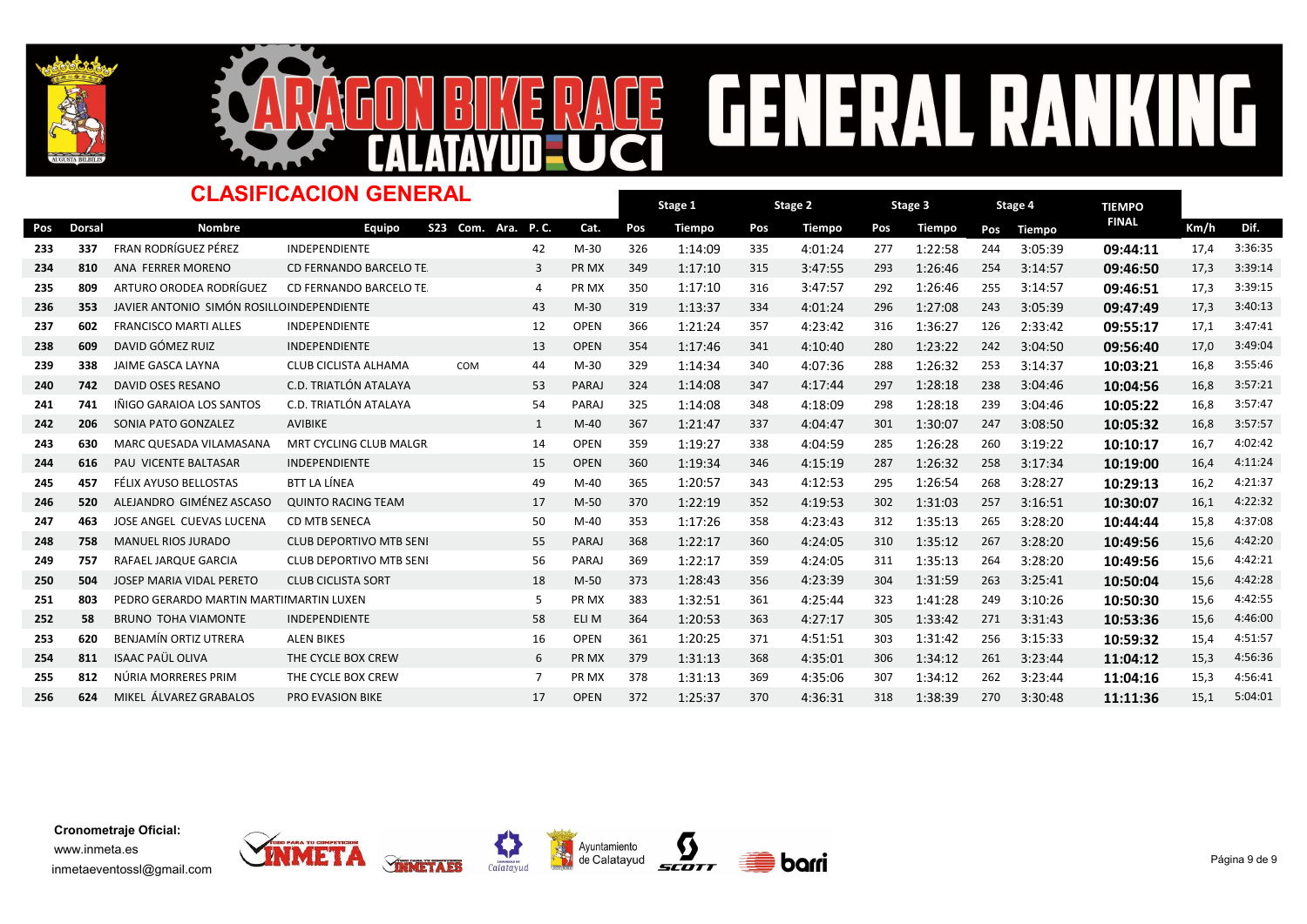# ARAGON BIKE RACE CALATAYUD UCI GENERAL RANKING

## CLASIFICACION GENERAL

| Pos | Dorsal | Nombre | Equipo | S23 | Com. | Ara. | P. C. | Cat. | Stage 1 Pos | Stage 1 Tiempo | Stage 2 Pos | Stage 2 Tiempo | Stage 3 Pos | Stage 3 Tiempo | Stage 4 Pos | Stage 4 Tiempo | TIEMPO FINAL | Km/h | Dif. |
|---|---|---|---|---|---|---|---|---|---|---|---|---|---|---|---|---|---|---|---|
| 233 | 337 | FRAN RODRÍGUEZ PÉREZ | INDEPENDIENTE | | | | 42 | M-30 | 326 | 1:14:09 | 335 | 4:01:24 | 277 | 1:22:58 | 244 | 3:05:39 | **09:44:11** | 17,4 | 3:36:35 |
| 234 | 810 | ANA FERRER MORENO | CD FERNANDO BARCELO TE. | | | | 3 | PR MX | 349 | 1:17:10 | 315 | 3:47:55 | 293 | 1:26:46 | 254 | 3:14:57 | **09:46:50** | 17,3 | 3:39:14 |
| 235 | 809 | ARTURO ORODEA RODRÍGUEZ | CD FERNANDO BARCELO TE. | | | | 4 | PR MX | 350 | 1:17:10 | 316 | 3:47:57 | 292 | 1:26:46 | 255 | 3:14:57 | **09:46:51** | 17,3 | 3:39:15 |
| 236 | 353 | JAVIER ANTONIO SIMÓN ROSILLO | INDEPENDIENTE | | | | 43 | M-30 | 319 | 1:13:37 | 334 | 4:01:24 | 296 | 1:27:08 | 243 | 3:05:39 | **09:47:49** | 17,3 | 3:40:13 |
| 237 | 602 | FRANCISCO MARTI ALLES | INDEPENDIENTE | | | | 12 | OPEN | 366 | 1:21:24 | 357 | 4:23:42 | 316 | 1:36:27 | 126 | 2:33:42 | **09:55:17** | 17,1 | 3:47:41 |
| 238 | 609 | DAVID GÓMEZ RUIZ | INDEPENDIENTE | | | | 13 | OPEN | 354 | 1:17:46 | 341 | 4:10:40 | 280 | 1:23:22 | 242 | 3:04:50 | **09:56:40** | 17,0 | 3:49:04 |
| 239 | 338 | JAIME GASCA LAYNA | CLUB CICLISTA ALHAMA | | COM | | 44 | M-30 | 329 | 1:14:34 | 340 | 4:07:36 | 288 | 1:26:32 | 253 | 3:14:37 | **10:03:21** | 16,8 | 3:55:46 |
| 240 | 742 | DAVID OSES RESANO | C.D. TRIATLÓN ATALAYA | | | | 53 | PARAJ | 324 | 1:14:08 | 347 | 4:17:44 | 297 | 1:28:18 | 238 | 3:04:46 | **10:04:56** | 16,8 | 3:57:21 |
| 241 | 741 | IÑIGO GARAIOA LOS SANTOS | C.D. TRIATLÓN ATALAYA | | | | 54 | PARAJ | 325 | 1:14:08 | 348 | 4:18:09 | 298 | 1:28:18 | 239 | 3:04:46 | **10:05:22** | 16,8 | 3:57:47 |
| 242 | 206 | SONIA PATO GONZALEZ | AVIBIKE | | | | 1 | M-40 | 367 | 1:21:47 | 337 | 4:04:47 | 301 | 1:30:07 | 247 | 3:08:50 | **10:05:32** | 16,8 | 3:57:57 |
| 243 | 630 | MARC QUESADA VILAMASANA | MRT CYCLING CLUB MALGR. | | | | 14 | OPEN | 359 | 1:19:27 | 338 | 4:04:59 | 285 | 1:26:28 | 260 | 3:19:22 | **10:10:17** | 16,7 | 4:02:42 |
| 244 | 616 | PAU VICENTE BALTASAR | INDEPENDIENTE | | | | 15 | OPEN | 360 | 1:19:34 | 346 | 4:15:19 | 287 | 1:26:32 | 258 | 3:17:34 | **10:19:00** | 16,4 | 4:11:24 |
| 245 | 457 | FÉLIX AYUSO BELLOSTAS | BTT LA LÍNEA | | | | 49 | M-40 | 365 | 1:20:57 | 343 | 4:12:53 | 295 | 1:26:54 | 268 | 3:28:27 | **10:29:13** | 16,2 | 4:21:37 |
| 246 | 520 | ALEJANDRO GIMÉNEZ ASCASO | QUINTO RACING TEAM | | | | 17 | M-50 | 370 | 1:22:19 | 352 | 4:19:53 | 302 | 1:31:03 | 257 | 3:16:51 | **10:30:07** | 16,1 | 4:22:32 |
| 247 | 463 | JOSE ANGEL CUEVAS LUCENA | CD MTB SENECA | | | | 50 | M-40 | 353 | 1:17:26 | 358 | 4:23:43 | 312 | 1:35:13 | 265 | 3:28:20 | **10:44:44** | 15,8 | 4:37:08 |
| 248 | 758 | MANUEL RIOS JURADO | CLUB DEPORTIVO MTB SENI | | | | 55 | PARAJ | 368 | 1:22:17 | 360 | 4:24:05 | 310 | 1:35:12 | 267 | 3:28:20 | **10:49:56** | 15,6 | 4:42:20 |
| 249 | 757 | RAFAEL JARQUE GARCIA | CLUB DEPORTIVO MTB SENI | | | | 56 | PARAJ | 369 | 1:22:17 | 359 | 4:24:05 | 311 | 1:35:13 | 264 | 3:28:20 | **10:49:56** | 15,6 | 4:42:21 |
| 250 | 504 | JOSEP MARIA VIDAL PERETO | CLUB CICLISTA SORT | | | | 18 | M-50 | 373 | 1:28:43 | 356 | 4:23:39 | 304 | 1:31:59 | 263 | 3:25:41 | **10:50:04** | 15,6 | 4:42:28 |
| 251 | 803 | PEDRO GERARDO MARTIN MARTI | MARTIN LUXEN | | | | 5 | PR MX | 383 | 1:32:51 | 361 | 4:25:44 | 323 | 1:41:28 | 249 | 3:10:26 | **10:50:30** | 15,6 | 4:42:55 |
| 252 | 58 | BRUNO TOHA VIAMONTE | INDEPENDIENTE | | | | 58 | ELI M | 364 | 1:20:53 | 363 | 4:27:17 | 305 | 1:33:42 | 271 | 3:31:43 | **10:53:36** | 15,6 | 4:46:00 |
| 253 | 620 | BENJAMÍN ORTIZ UTRERA | ALEN BIKES | | | | 16 | OPEN | 361 | 1:20:25 | 371 | 4:51:51 | 303 | 1:31:42 | 256 | 3:15:33 | **10:59:32** | 15,4 | 4:51:57 |
| 254 | 811 | ISAAC PAÜL OLIVA | THE CYCLE BOX CREW | | | | 6 | PR MX | 379 | 1:31:13 | 368 | 4:35:01 | 306 | 1:34:12 | 261 | 3:23:44 | **11:04:12** | 15,3 | 4:56:36 |
| 255 | 812 | NÚRIA MORRERES PRIM | THE CYCLE BOX CREW | | | | 7 | PR MX | 378 | 1:31:13 | 369 | 4:35:06 | 307 | 1:34:12 | 262 | 3:23:44 | **11:04:16** | 15,3 | 4:56:41 |
| 256 | 624 | MIKEL ÁLVAREZ GRABALOS | PRO EVASION BIKE | | | | 17 | OPEN | 372 | 1:25:37 | 370 | 4:36:31 | 318 | 1:38:39 | 270 | 3:30:48 | **11:11:36** | 15,1 | 5:04:01 |

**Cronometraje Oficial:**
www.inmeta.es
inmetaeventossl@gmail.com